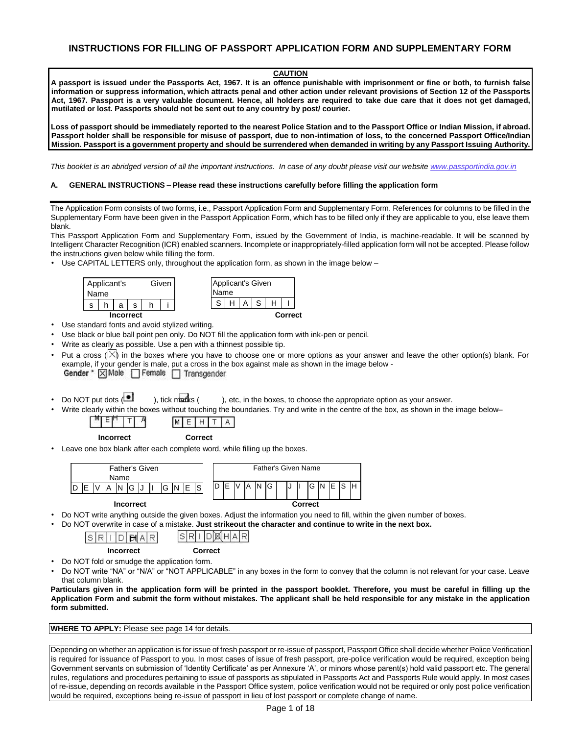# INSTRUCTIONS FOR FILLING OF PASSPORT APPLICATION FORM AND SUPPLEMENTARY FORM

**CAUTION**

**A passport is issued under the Passports Act, 1967. It is an offence punishable with imprisonment or fine or both, to furnish false information or suppress information, which attracts penal and other action under relevant provisions of Section 12 of the Passports Act, 1967. Passport is a very valuable document. Hence, all holders are required to take due care that it does not get damaged, mutilated or lost. Passports should not be sent out to any country by post/ courier.**

**Loss of passport should be immediately reported to the nearest Police Station and to the Passport Office or Indian Mission, if abroad. Passport holder shall be responsible for misuse of passport, due to non-intimation of loss, to the concerned Passport Office/Indian Mission. Passport is a government property and should be surrendered when demanded in writing by any Passport Issuing Authority.**

*This booklet is an abridged version of all the important instructions. In case of any doubt please visit our website www.passportindia.gov.in*

## A. GENERAL INSTRUCTIONS – Please read these instructions carefully before filling the application form

The Application Form consists of two forms, i.e., Passport Application Form and Supplementary Form. References for columns to be filled in the Supplementary Form have been given in the Passport Application Form, which has to be filled only if they are applicable to you, else leave them blank.

This Passport Application Form and Supplementary Form, issued by the Government of India, is machine-readable. It will be scanned by Intelligent Character Recognition (ICR) enabled scanners. Incomplete or inappropriately-filled application form will not be accepted. Please follow the instructions given below while filling the form.

- Use CAPITAL LETTERS only, throughout the application form, as shown in the image below –

| Applicant's Given Name | | | | | |
|---|---|---|---|---|---|
| s | h | a | s | h | i |

**Incorrect**

| Applicant's Given Name | | | | | |
|---|---|---|---|---|---|
| S | H | A | S | H | I |

**Correct**

- Use standard fonts and avoid stylized writing.
- Use black or blue ball point pen only. Do NOT fill the application form with ink-pen or pencil.
- Write as clearly as possible. Use a pen with a thinnest possible tip.
- Put a cross (☒) in the boxes where you have to choose one or more options as your answer and leave the other option(s) blank. For example, if your gender is male, put a cross in the box against male as shown in the image below -

  Gender * ☒ Male ☐ Female ☐ Transgender

- Do NOT put dots ( ), tick marks ( ), etc, in the boxes, to choose the appropriate option as your answer.
- Write clearly within the boxes without touching the boundaries. Try and write in the centre of the box, as shown in the image below–

  M E H T A (Incorrect) | M E H T A (Correct)

- Leave one box blank after each complete word, while filling up the boxes.

| Father's Given Name | | | | | | | | | | | |
|---|---|---|---|---|---|---|---|---|---|---|---|
| D | E | V | A | N | G | J | I | G | N | E | S |

**Incorrect**

| Father's Given Name | | | | | | | | | | | | | |
|---|---|---|---|---|---|---|---|---|---|---|---|---|---|
| D | E | V | A | N | G | | J | I | | G | N | E | S | H |

**Correct**

- Do NOT write anything outside the given boxes. Adjust the information you need to fill, within the given number of boxes.
- Do NOT overwrite in case of a mistake. **Just strikeout the character and continue to write in the next box.**

  S R I D H A R (Incorrect) | S R I D ☒ H A R (Correct)

- Do NOT fold or smudge the application form.
- Do NOT write "NA" or "N/A" or "NOT APPLICABLE" in any boxes in the form to convey that the column is not relevant for your case. Leave that column blank.

**Particulars given in the application form will be printed in the passport booklet. Therefore, you must be careful in filling up the Application Form and submit the form without mistakes. The applicant shall be held responsible for any mistake in the application form submitted.**

**WHERE TO APPLY:** Please see page 14 for details.

Depending on whether an application is for issue of fresh passport or re-issue of passport, Passport Office shall decide whether Police Verification is required for issuance of Passport to you. In most cases of issue of fresh passport, pre-police verification would be required, exception being Government servants on submission of 'Identity Certificate' as per Annexure 'A', or minors whose parent(s) hold valid passport etc. The general rules, regulations and procedures pertaining to issue of passports as stipulated in Passports Act and Passports Rule would apply. In most cases of re-issue, depending on records available in the Passport Office system, police verification would not be required or only post police verification would be required, exceptions being re-issue of passport in lieu of lost passport or complete change of name.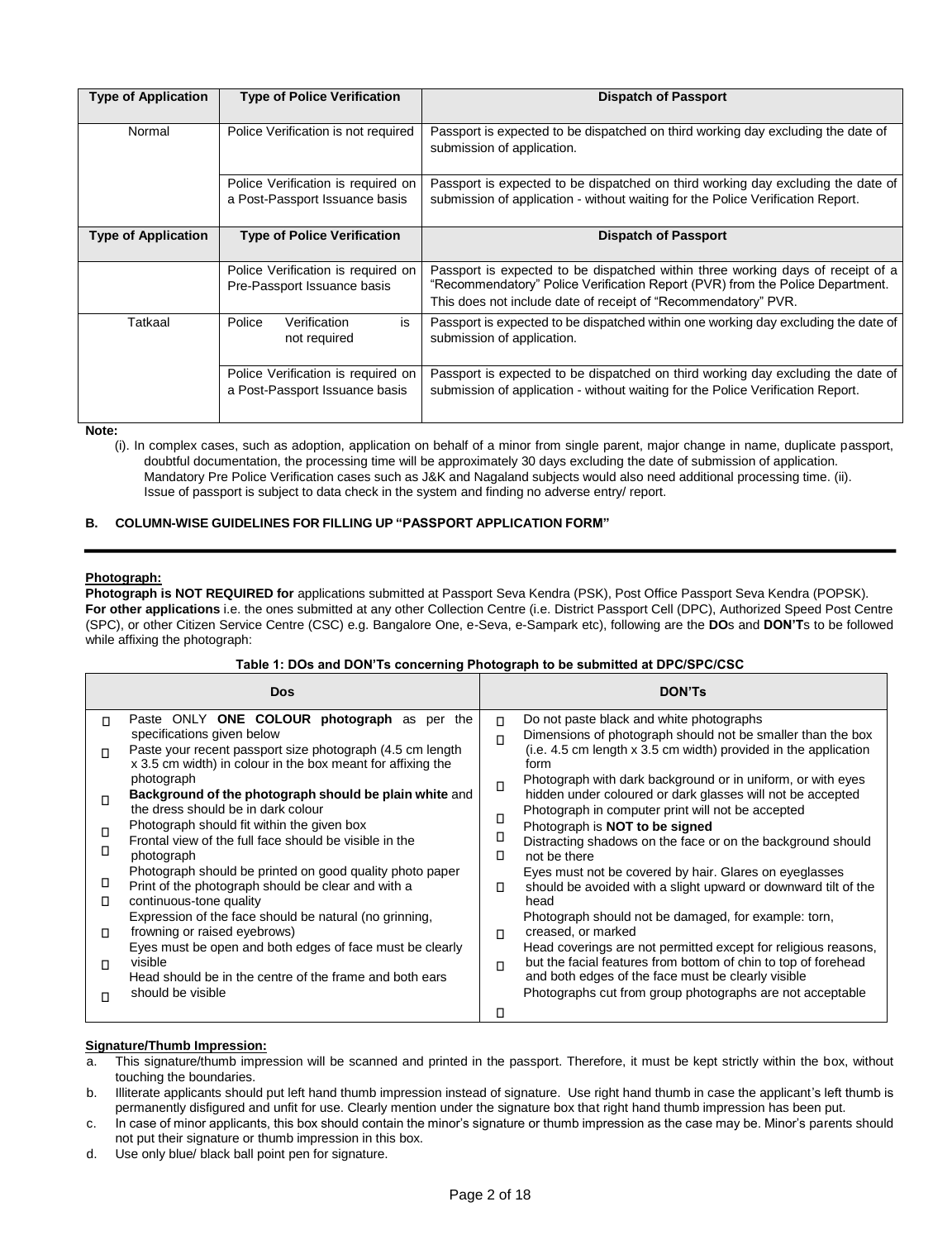| Type of Application | Type of Police Verification | Dispatch of Passport |
|---|---|---|
| Normal | Police Verification is not required | Passport is expected to be dispatched on third working day excluding the date of submission of application. |
| | Police Verification is required on a Post-Passport Issuance basis | Passport is expected to be dispatched on third working day excluding the date of submission of application - without waiting for the Police Verification Report. |
| | Police Verification is required on Pre-Passport Issuance basis | Passport is expected to be dispatched within three working days of receipt of a "Recommendatory" Police Verification Report (PVR) from the Police Department. This does not include date of receipt of "Recommendatory" PVR. |
| Tatkaal | Police Verification is not required | Passport is expected to be dispatched within one working day excluding the date of submission of application. |
| | Police Verification is required on a Post-Passport Issuance basis | Passport is expected to be dispatched on third working day excluding the date of submission of application - without waiting for the Police Verification Report. |

**Note:**

(i). In complex cases, such as adoption, application on behalf of a minor from single parent, major change in name, duplicate passport, doubtful documentation, the processing time will be approximately 30 days excluding the date of submission of application. Mandatory Pre Police Verification cases such as J&K and Nagaland subjects would also need additional processing time. (ii). Issue of passport is subject to data check in the system and finding no adverse entry/ report.

**B. COLUMN-WISE GUIDELINES FOR FILLING UP "PASSPORT APPLICATION FORM"**

**Photograph:**

**Photograph is NOT REQUIRED for** applications submitted at Passport Seva Kendra (PSK), Post Office Passport Seva Kendra (POPSK). **For other applications** i.e. the ones submitted at any other Collection Centre (i.e. District Passport Cell (DPC), Authorized Speed Post Centre (SPC), or other Citizen Service Centre (CSC) e.g. Bangalore One, e-Seva, e-Sampark etc), following are the **DO**s and **DON'T**s to be followed while affixing the photograph:

**Table 1: DOs and DON'Ts concerning Photograph to be submitted at DPC/SPC/CSC**

| Dos | DON'Ts |
|---|---|
| • Paste ONLY **ONE COLOUR photograph** as per the specifications given below<br>• Paste your recent passport size photograph (4.5 cm length x 3.5 cm width) in colour in the box meant for affixing the photograph<br>• **Background of the photograph should be plain white** and the dress should be in dark colour<br>• Photograph should fit within the given box<br>• Frontal view of the full face should be visible in the photograph<br>• Photograph should be printed on good quality photo paper<br>• Print of the photograph should be clear and with a continuous-tone quality<br>• Expression of the face should be natural (no grinning, frowning or raised eyebrows)<br>• Eyes must be open and both edges of face must be clearly visible<br>• Head should be in the centre of the frame and both ears should be visible | • Do not paste black and white photographs<br>• Dimensions of photograph should not be smaller than the box (i.e. 4.5 cm length x 3.5 cm width) provided in the application form<br>• Photograph with dark background or in uniform, or with eyes hidden under coloured or dark glasses will not be accepted<br>• Photograph in computer print will not be accepted<br>• Photograph is **NOT to be signed**<br>• Distracting shadows on the face or on the background should not be there<br>• Eyes must not be covered by hair. Glares on eyeglasses should be avoided with a slight upward or downward tilt of the head<br>• Photograph should not be damaged, for example: torn, creased, or marked<br>• Head coverings are not permitted except for religious reasons, but the facial features from bottom of chin to top of forehead and both edges of the face must be clearly visible<br>• Photographs cut from group photographs are not acceptable |

**Signature/Thumb Impression:**

a. This signature/thumb impression will be scanned and printed in the passport. Therefore, it must be kept strictly within the box, without touching the boundaries.

b. Illiterate applicants should put left hand thumb impression instead of signature. Use right hand thumb in case the applicant's left thumb is permanently disfigured and unfit for use. Clearly mention under the signature box that right hand thumb impression has been put.

c. In case of minor applicants, this box should contain the minor's signature or thumb impression as the case may be. Minor's parents should not put their signature or thumb impression in this box.

d. Use only blue/ black ball point pen for signature.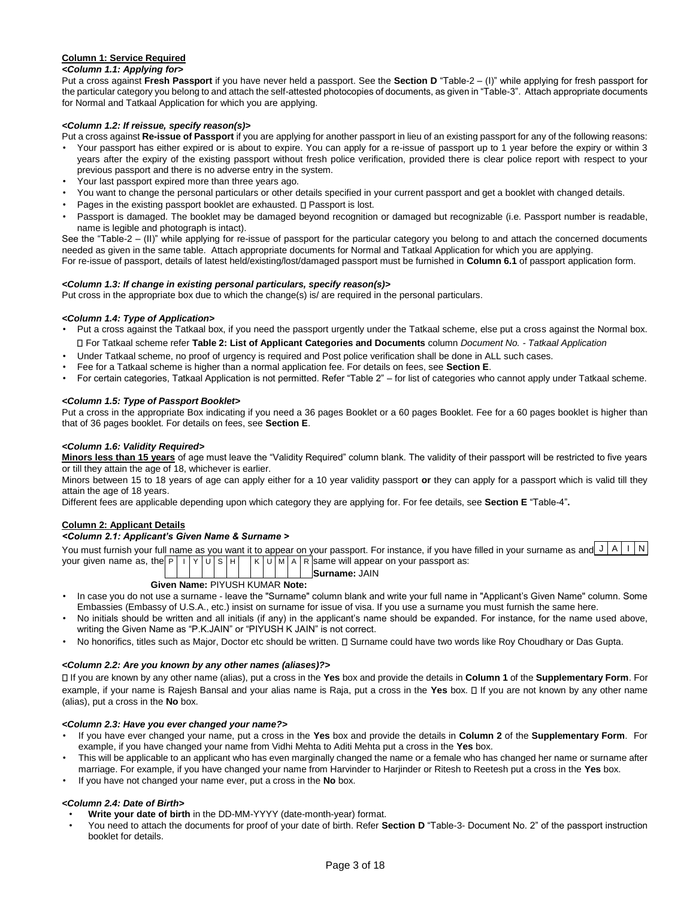**Column 1: Service Required**

***<Column 1.1: Applying for>***

Put a cross against **Fresh Passport** if you have never held a passport. See the **Section D** "Table-2 – (I)" while applying for fresh passport for the particular category you belong to and attach the self-attested photocopies of documents, as given in "Table-3". Attach appropriate documents for Normal and Tatkaal Application for which you are applying.

***<Column 1.2: If reissue, specify reason(s)>***

Put a cross against **Re-issue of Passport** if you are applying for another passport in lieu of an existing passport for any of the following reasons:

- Your passport has either expired or is about to expire. You can apply for a re-issue of passport up to 1 year before the expiry or within 3 years after the expiry of the existing passport without fresh police verification, provided there is clear police report with respect to your previous passport and there is no adverse entry in the system.
- Your last passport expired more than three years ago.
- You want to change the personal particulars or other details specified in your current passport and get a booklet with changed details.
- Pages in the existing passport booklet are exhausted.  Passport is lost.
- Passport is damaged. The booklet may be damaged beyond recognition or damaged but recognizable (i.e. Passport number is readable, name is legible and photograph is intact).

See the "Table-2 – (II)" while applying for re-issue of passport for the particular category you belong to and attach the concerned documents needed as given in the same table. Attach appropriate documents for Normal and Tatkaal Application for which you are applying.
For re-issue of passport, details of latest held/existing/lost/damaged passport must be furnished in **Column 6.1** of passport application form.

***<Column 1.3: If change in existing personal particulars, specify reason(s)>***

Put cross in the appropriate box due to which the change(s) is/ are required in the personal particulars.

***<Column 1.4: Type of Application>***

- Put a cross against the Tatkaal box, if you need the passport urgently under the Tatkaal scheme, else put a cross against the Normal box.
   For Tatkaal scheme refer **Table 2: List of Applicant Categories and Documents** column *Document No. - Tatkaal Application*
- Under Tatkaal scheme, no proof of urgency is required and Post police verification shall be done in ALL such cases.
- Fee for a Tatkaal scheme is higher than a normal application fee. For details on fees, see **Section E**.
- For certain categories, Tatkaal Application is not permitted. Refer "Table 2" – for list of categories who cannot apply under Tatkaal scheme.

***<Column 1.5: Type of Passport Booklet>***

Put a cross in the appropriate Box indicating if you need a 36 pages Booklet or a 60 pages Booklet. Fee for a 60 pages booklet is higher than that of 36 pages booklet. For details on fees, see **Section E**.

***<Column 1.6: Validity Required>***

**Minors less than 15 years** of age must leave the "Validity Required" column blank. The validity of their passport will be restricted to five years or till they attain the age of 18, whichever is earlier.

Minors between 15 to 18 years of age can apply either for a 10 year validity passport **or** they can apply for a passport which is valid till they attain the age of 18 years.

Different fees are applicable depending upon which category they are applying for. For fee details, see **Section E** "Table-4"**.**

**Column 2: Applicant Details**

***<Column 2.1: Applicant's Given Name & Surname >***

You must furnish your full name as you want it to appear on your passport. For instance, if you have filled in your surname as and | J | A | I | N | your given name as, the | P | I | Y | U | S | H | | K | U | M | A | R | same will appear on your passport as:

**Surname:** JAIN

**Given Name:** PIYUSH KUMAR **Note:**

- In case you do not use a surname - leave the "Surname" column blank and write your full name in "Applicant's Given Name" column. Some Embassies (Embassy of U.S.A., etc.) insist on surname for issue of visa. If you use a surname you must furnish the same here.
- No initials should be written and all initials (if any) in the applicant's name should be expanded. For instance, for the name used above, writing the Given Name as "P.K.JAIN" or "PIYUSH K JAIN" is not correct.
- No honorifics, titles such as Major, Doctor etc should be written.  Surname could have two words like Roy Choudhary or Das Gupta.

***<Column 2.2: Are you known by any other names (aliases)?>***

 If you are known by any other name (alias), put a cross in the **Yes** box and provide the details in **Column 1** of the **Supplementary Form**. For example, if your name is Rajesh Bansal and your alias name is Raja, put a cross in the **Yes** box.  If you are not known by any other name (alias), put a cross in the **No** box.

***<Column 2.3: Have you ever changed your name?>***

- If you have ever changed your name, put a cross in the **Yes** box and provide the details in **Column 2** of the **Supplementary Form**. For example, if you have changed your name from Vidhi Mehta to Aditi Mehta put a cross in the **Yes** box.
- This will be applicable to an applicant who has even marginally changed the name or a female who has changed her name or surname after marriage. For example, if you have changed your name from Harvinder to Harjinder or Ritesh to Reetesh put a cross in the **Yes** box.
- If you have not changed your name ever, put a cross in the **No** box.

***<Column 2.4: Date of Birth>***

- **Write your date of birth** in the DD-MM-YYYY (date-month-year) format.
- You need to attach the documents for proof of your date of birth. Refer **Section D** "Table-3- Document No. 2" of the passport instruction booklet for details.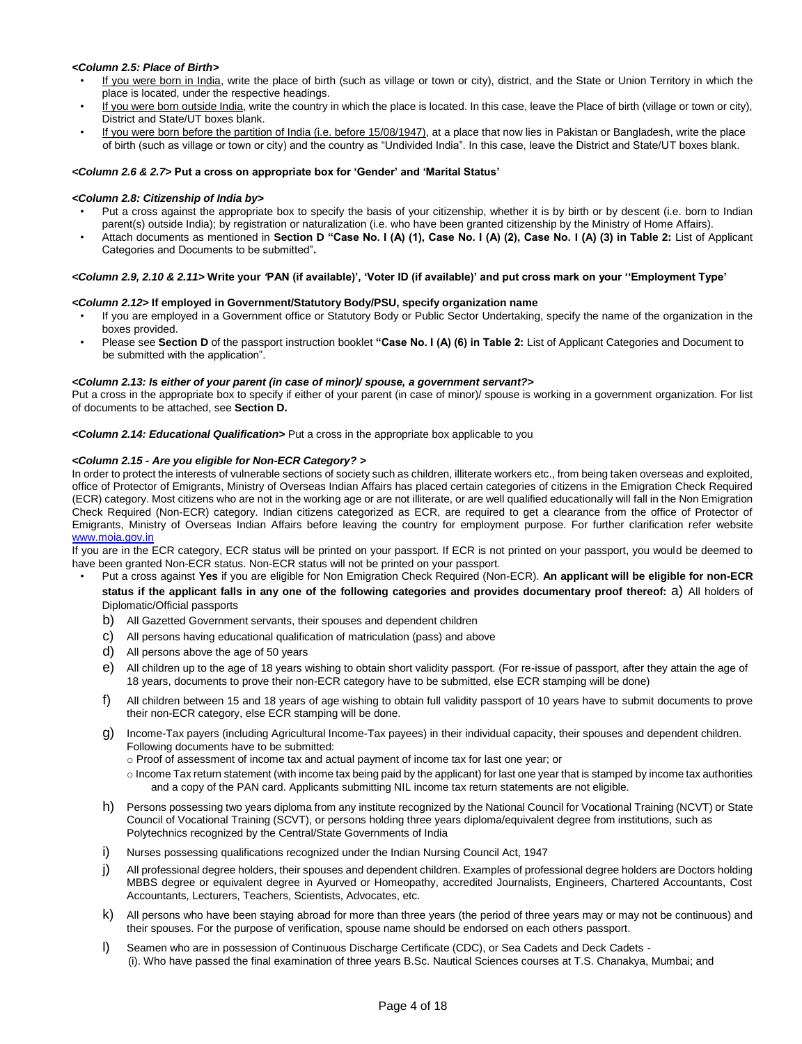***<Column 2.5: Place of Birth>***

- If you were born in India, write the place of birth (such as village or town or city), district, and the State or Union Territory in which the place is located, under the respective headings.
- If you were born outside India, write the country in which the place is located. In this case, leave the Place of birth (village or town or city), District and State/UT boxes blank.
- If you were born before the partition of India (i.e. before 15/08/1947), at a place that now lies in Pakistan or Bangladesh, write the place of birth (such as village or town or city) and the country as "Undivided India". In this case, leave the District and State/UT boxes blank.

***<Column 2.6 & 2.7>*** **Put a cross on appropriate box for 'Gender' and 'Marital Status'**

***<Column 2.8: Citizenship of India by>***

- Put a cross against the appropriate box to specify the basis of your citizenship, whether it is by birth or by descent (i.e. born to Indian parent(s) outside India); by registration or naturalization (i.e. who have been granted citizenship by the Ministry of Home Affairs).
- Attach documents as mentioned in **Section D "Case No. I (A) (1), Case No. I (A) (2), Case No. I (A) (3) in Table 2:** List of Applicant Categories and Documents to be submitted"**.**

***<Column 2.9, 2.10 & 2.11>*** **Write your 'PAN (if available)', 'Voter ID (if available)' and put cross mark on your ''Employment Type'**

***<Column 2.12>*** **If employed in Government/Statutory Body/PSU, specify organization name**

- If you are employed in a Government office or Statutory Body or Public Sector Undertaking, specify the name of the organization in the boxes provided.
- Please see **Section D** of the passport instruction booklet **"Case No. I (A) (6) in Table 2:** List of Applicant Categories and Document to be submitted with the application".

***<Column 2.13: Is either of your parent (in case of minor)/ spouse, a government servant?>***

Put a cross in the appropriate box to specify if either of your parent (in case of minor)/ spouse is working in a government organization. For list of documents to be attached, see **Section D.**

***<Column 2.14: Educational Qualification>*** Put a cross in the appropriate box applicable to you

***<Column 2.15 - Are you eligible for Non-ECR Category? >***

In order to protect the interests of vulnerable sections of society such as children, illiterate workers etc., from being taken overseas and exploited, office of Protector of Emigrants, Ministry of Overseas Indian Affairs has placed certain categories of citizens in the Emigration Check Required (ECR) category. Most citizens who are not in the working age or are not illiterate, or are well qualified educationally will fall in the Non Emigration Check Required (Non-ECR) category. Indian citizens categorized as ECR, are required to get a clearance from the office of Protector of Emigrants, Ministry of Overseas Indian Affairs before leaving the country for employment purpose. For further clarification refer website www.moia.gov.in

If you are in the ECR category, ECR status will be printed on your passport. If ECR is not printed on your passport, you would be deemed to have been granted Non-ECR status. Non-ECR status will not be printed on your passport.

- Put a cross against **Yes** if you are eligible for Non Emigration Check Required (Non-ECR). **An applicant will be eligible for non-ECR status if the applicant falls in any one of the following categories and provides documentary proof thereof:** a) All holders of Diplomatic/Official passports
  - b) All Gazetted Government servants, their spouses and dependent children
  - c) All persons having educational qualification of matriculation (pass) and above
  - d) All persons above the age of 50 years
  - e) All children up to the age of 18 years wishing to obtain short validity passport. (For re-issue of passport, after they attain the age of 18 years, documents to prove their non-ECR category have to be submitted, else ECR stamping will be done)
  - f) All children between 15 and 18 years of age wishing to obtain full validity passport of 10 years have to submit documents to prove their non-ECR category, else ECR stamping will be done.
  - g) Income-Tax payers (including Agricultural Income-Tax payees) in their individual capacity, their spouses and dependent children. Following documents have to be submitted:
    - Proof of assessment of income tax and actual payment of income tax for last one year; or
    - Income Tax return statement (with income tax being paid by the applicant) for last one year that is stamped by income tax authorities and a copy of the PAN card. Applicants submitting NIL income tax return statements are not eligible.
  - h) Persons possessing two years diploma from any institute recognized by the National Council for Vocational Training (NCVT) or State Council of Vocational Training (SCVT), or persons holding three years diploma/equivalent degree from institutions, such as Polytechnics recognized by the Central/State Governments of India
  - i) Nurses possessing qualifications recognized under the Indian Nursing Council Act, 1947
  - j) All professional degree holders, their spouses and dependent children. Examples of professional degree holders are Doctors holding MBBS degree or equivalent degree in Ayurved or Homeopathy, accredited Journalists, Engineers, Chartered Accountants, Cost Accountants, Lecturers, Teachers, Scientists, Advocates, etc.
  - k) All persons who have been staying abroad for more than three years (the period of three years may or may not be continuous) and their spouses. For the purpose of verification, spouse name should be endorsed on each others passport.
  - l) Seamen who are in possession of Continuous Discharge Certificate (CDC), or Sea Cadets and Deck Cadets -
    (i). Who have passed the final examination of three years B.Sc. Nautical Sciences courses at T.S. Chanakya, Mumbai; and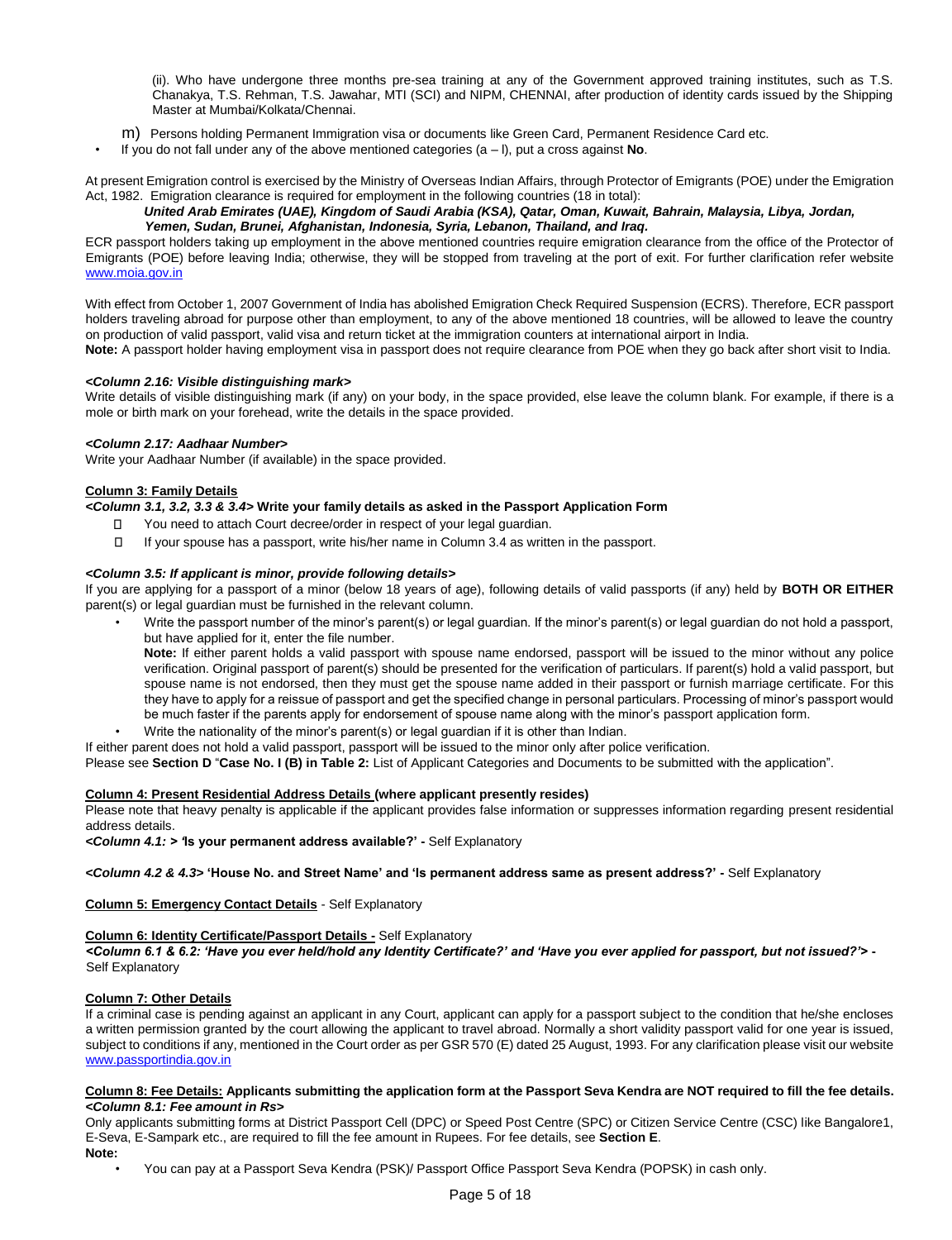(ii). Who have undergone three months pre-sea training at any of the Government approved training institutes, such as T.S. Chanakya, T.S. Rehman, T.S. Jawahar, MTI (SCI) and NIPM, CHENNAI, after production of identity cards issued by the Shipping Master at Mumbai/Kolkata/Chennai.

m) Persons holding Permanent Immigration visa or documents like Green Card, Permanent Residence Card etc.

- If you do not fall under any of the above mentioned categories (a – l), put a cross against **No**.

At present Emigration control is exercised by the Ministry of Overseas Indian Affairs, through Protector of Emigrants (POE) under the Emigration Act, 1982. Emigration clearance is required for employment in the following countries (18 in total):

***United Arab Emirates (UAE), Kingdom of Saudi Arabia (KSA), Qatar, Oman, Kuwait, Bahrain, Malaysia, Libya, Jordan, Yemen, Sudan, Brunei, Afghanistan, Indonesia, Syria, Lebanon, Thailand, and Iraq.***

ECR passport holders taking up employment in the above mentioned countries require emigration clearance from the office of the Protector of Emigrants (POE) before leaving India; otherwise, they will be stopped from traveling at the port of exit. For further clarification refer website www.moia.gov.in

With effect from October 1, 2007 Government of India has abolished Emigration Check Required Suspension (ECRS). Therefore, ECR passport holders traveling abroad for purpose other than employment, to any of the above mentioned 18 countries, will be allowed to leave the country on production of valid passport, valid visa and return ticket at the immigration counters at international airport in India.

**Note:** A passport holder having employment visa in passport does not require clearance from POE when they go back after short visit to India.

***<Column 2.16: Visible distinguishing mark>***

Write details of visible distinguishing mark (if any) on your body, in the space provided, else leave the column blank. For example, if there is a mole or birth mark on your forehead, write the details in the space provided.

***<Column 2.17: Aadhaar Number>***

Write your Aadhaar Number (if available) in the space provided.

**Column 3: Family Details**

***<Column 3.1, 3.2, 3.3 & 3.4>* Write your family details as asked in the Passport Application Form**

- You need to attach Court decree/order in respect of your legal guardian.
- If your spouse has a passport, write his/her name in Column 3.4 as written in the passport.

***<Column 3.5: If applicant is minor, provide following details>***

If you are applying for a passport of a minor (below 18 years of age), following details of valid passports (if any) held by **BOTH OR EITHER** parent(s) or legal guardian must be furnished in the relevant column.

- Write the passport number of the minor's parent(s) or legal guardian. If the minor's parent(s) or legal guardian do not hold a passport, but have applied for it, enter the file number.

  **Note:** If either parent holds a valid passport with spouse name endorsed, passport will be issued to the minor without any police verification. Original passport of parent(s) should be presented for the verification of particulars. If parent(s) hold a valid passport, but spouse name is not endorsed, then they must get the spouse name added in their passport or furnish marriage certificate. For this they have to apply for a reissue of passport and get the specified change in personal particulars. Processing of minor's passport would be much faster if the parents apply for endorsement of spouse name along with the minor's passport application form.

- Write the nationality of the minor's parent(s) or legal guardian if it is other than Indian.

If either parent does not hold a valid passport, passport will be issued to the minor only after police verification.

Please see **Section D** "**Case No. I (B) in Table 2:** List of Applicant Categories and Documents to be submitted with the application".

**Column 4: Present Residential Address Details (where applicant presently resides)**

Please note that heavy penalty is applicable if the applicant provides false information or suppresses information regarding present residential address details.

***<Column 4.1: >* 'Is your permanent address available?' -** Self Explanatory

***<Column 4.2 & 4.3>* 'House No. and Street Name' and 'Is permanent address same as present address?' -** Self Explanatory

**Column 5: Emergency Contact Details** - Self Explanatory

**Column 6: Identity Certificate/Passport Details -** Self Explanatory

***<Column 6.1 & 6.2: 'Have you ever held/hold any Identity Certificate?' and 'Have you ever applied for passport, but not issued?'> -*** Self Explanatory

**Column 7: Other Details**

If a criminal case is pending against an applicant in any Court, applicant can apply for a passport subject to the condition that he/she encloses a written permission granted by the court allowing the applicant to travel abroad. Normally a short validity passport valid for one year is issued, subject to conditions if any, mentioned in the Court order as per GSR 570 (E) dated 25 August, 1993. For any clarification please visit our website www.passportindia.gov.in

**Column 8: Fee Details: Applicants submitting the application form at the Passport Seva Kendra are NOT required to fill the fee details.**

***<Column 8.1: Fee amount in Rs>***

Only applicants submitting forms at District Passport Cell (DPC) or Speed Post Centre (SPC) or Citizen Service Centre (CSC) like Bangalore1, E-Seva, E-Sampark etc., are required to fill the fee amount in Rupees. For fee details, see **Section E**.

**Note:**

- You can pay at a Passport Seva Kendra (PSK)/ Passport Office Passport Seva Kendra (POPSK) in cash only.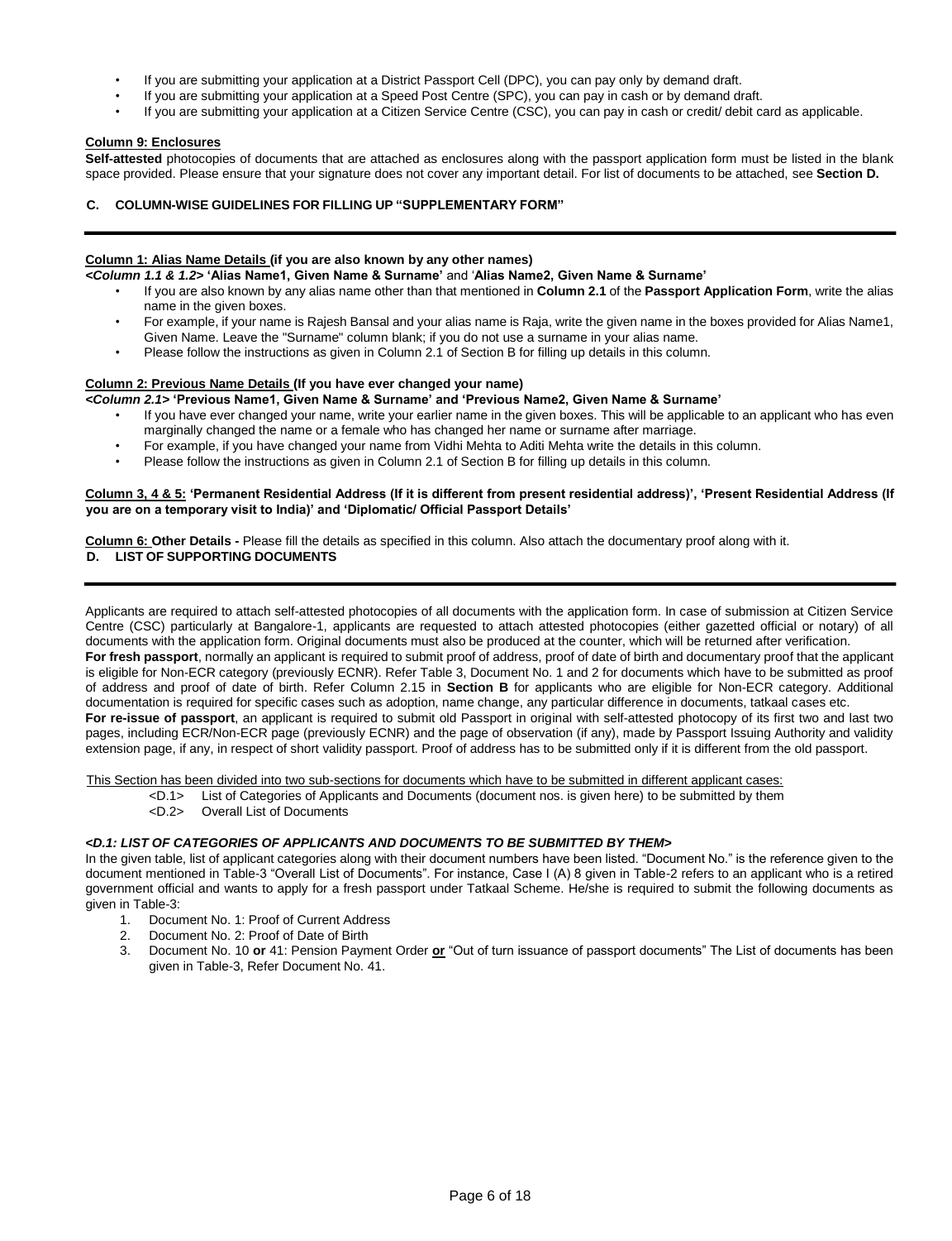- If you are submitting your application at a District Passport Cell (DPC), you can pay only by demand draft.
- If you are submitting your application at a Speed Post Centre (SPC), you can pay in cash or by demand draft.
- If you are submitting your application at a Citizen Service Centre (CSC), you can pay in cash or credit/ debit card as applicable.

**Column 9: Enclosures**

**Self-attested** photocopies of documents that are attached as enclosures along with the passport application form must be listed in the blank space provided. Please ensure that your signature does not cover any important detail. For list of documents to be attached, see **Section D.**

## C. COLUMN-WISE GUIDELINES FOR FILLING UP "SUPPLEMENTARY FORM"

**Column 1: Alias Name Details (if you are also known by any other names)**

***<Column 1.1 & 1.2>* 'Alias Name1, Given Name & Surname'** and '**Alias Name2, Given Name & Surname'**

- If you are also known by any alias name other than that mentioned in **Column 2.1** of the **Passport Application Form**, write the alias name in the given boxes.
- For example, if your name is Rajesh Bansal and your alias name is Raja, write the given name in the boxes provided for Alias Name1, Given Name. Leave the "Surname" column blank; if you do not use a surname in your alias name.
- Please follow the instructions as given in Column 2.1 of Section B for filling up details in this column.

**Column 2: Previous Name Details (If you have ever changed your name)**

***<Column 2.1>* 'Previous Name1, Given Name & Surname' and 'Previous Name2, Given Name & Surname'**

- If you have ever changed your name, write your earlier name in the given boxes. This will be applicable to an applicant who has even marginally changed the name or a female who has changed her name or surname after marriage.
- For example, if you have changed your name from Vidhi Mehta to Aditi Mehta write the details in this column.
- Please follow the instructions as given in Column 2.1 of Section B for filling up details in this column.

**Column 3, 4 & 5: 'Permanent Residential Address (If it is different from present residential address)', 'Present Residential Address (If you are on a temporary visit to India)' and 'Diplomatic/ Official Passport Details'**

**Column 6: Other Details -** Please fill the details as specified in this column. Also attach the documentary proof along with it.

## D. LIST OF SUPPORTING DOCUMENTS

Applicants are required to attach self-attested photocopies of all documents with the application form. In case of submission at Citizen Service Centre (CSC) particularly at Bangalore-1, applicants are requested to attach attested photocopies (either gazetted official or notary) of all documents with the application form. Original documents must also be produced at the counter, which will be returned after verification.

**For fresh passport**, normally an applicant is required to submit proof of address, proof of date of birth and documentary proof that the applicant is eligible for Non-ECR category (previously ECNR). Refer Table 3, Document No. 1 and 2 for documents which have to be submitted as proof of address and proof of date of birth. Refer Column 2.15 in **Section B** for applicants who are eligible for Non-ECR category. Additional documentation is required for specific cases such as adoption, name change, any particular difference in documents, tatkaal cases etc.

**For re-issue of passport**, an applicant is required to submit old Passport in original with self-attested photocopy of its first two and last two pages, including ECR/Non-ECR page (previously ECNR) and the page of observation (if any), made by Passport Issuing Authority and validity extension page, if any, in respect of short validity passport. Proof of address has to be submitted only if it is different from the old passport.

This Section has been divided into two sub-sections for documents which have to be submitted in different applicant cases:

<D.1> List of Categories of Applicants and Documents (document nos. is given here) to be submitted by them
<D.2> Overall List of Documents

***<D.1: LIST OF CATEGORIES OF APPLICANTS AND DOCUMENTS TO BE SUBMITTED BY THEM>***

In the given table, list of applicant categories along with their document numbers have been listed. "Document No." is the reference given to the document mentioned in Table-3 "Overall List of Documents". For instance, Case I (A) 8 given in Table-2 refers to an applicant who is a retired government official and wants to apply for a fresh passport under Tatkaal Scheme. He/she is required to submit the following documents as given in Table-3:

1. Document No. 1: Proof of Current Address
2. Document No. 2: Proof of Date of Birth
3. Document No. 10 **or** 41: Pension Payment Order **or** "Out of turn issuance of passport documents" The List of documents has been given in Table-3, Refer Document No. 41.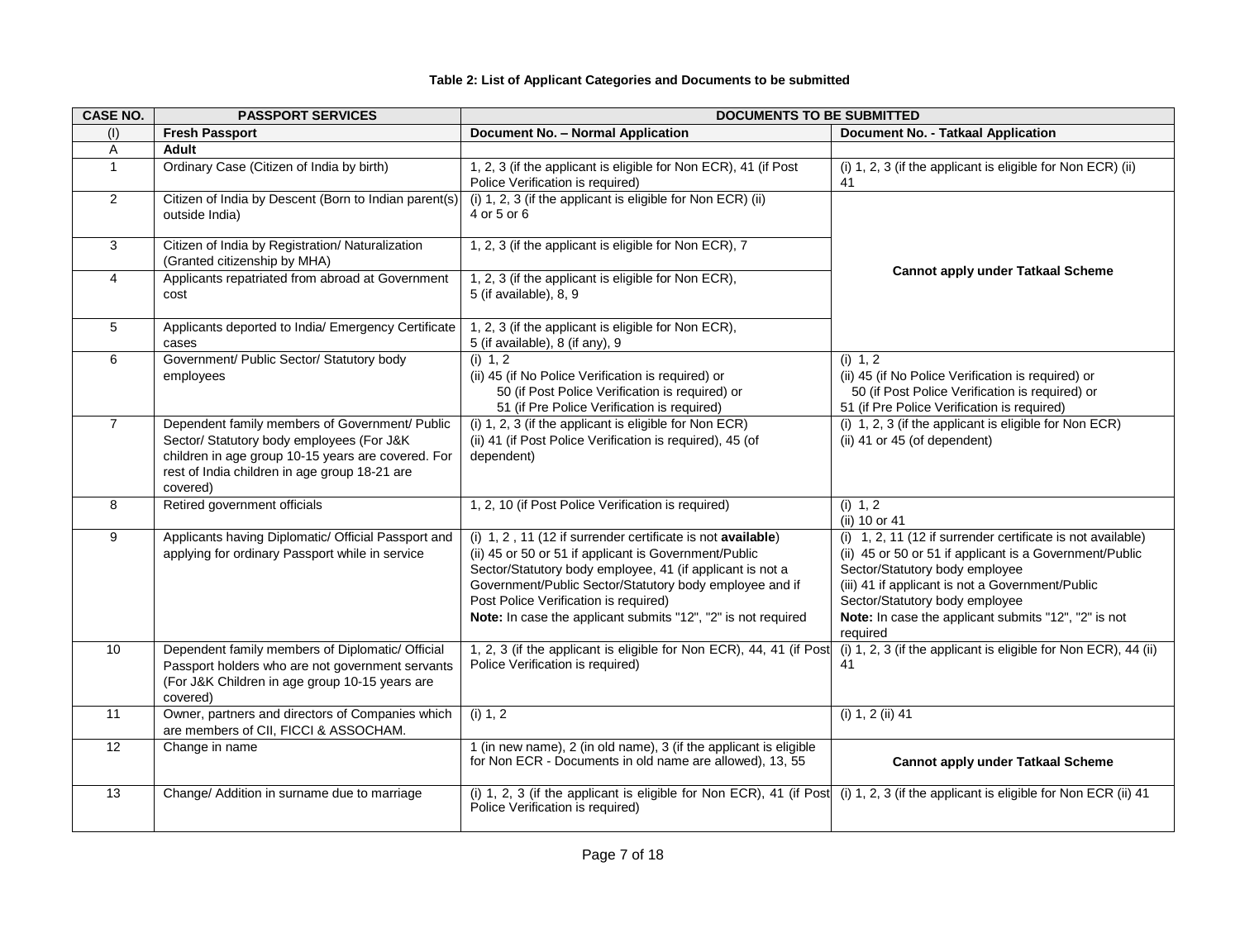**Table 2: List of Applicant Categories and Documents to be submitted**

| CASE NO. | PASSPORT SERVICES | DOCUMENTS TO BE SUBMITTED | |
|---|---|---|---|
| (I) | **Fresh Passport** | **Document No. – Normal Application** | **Document No. - Tatkaal Application** |
| A | **Adult** | | |
| 1 | Ordinary Case (Citizen of India by birth) | 1, 2, 3 (if the applicant is eligible for Non ECR), 41 (if Post Police Verification is required) | (i) 1, 2, 3 (if the applicant is eligible for Non ECR) (ii) 41 |
| 2 | Citizen of India by Descent (Born to Indian parent(s) outside India) | (i) 1, 2, 3 (if the applicant is eligible for Non ECR) (ii) 4 or 5 or 6 | **Cannot apply under Tatkaal Scheme** |
| 3 | Citizen of India by Registration/ Naturalization (Granted citizenship by MHA) | 1, 2, 3 (if the applicant is eligible for Non ECR), 7 | **Cannot apply under Tatkaal Scheme** |
| 4 | Applicants repatriated from abroad at Government cost | 1, 2, 3 (if the applicant is eligible for Non ECR), 5 (if available), 8, 9 | **Cannot apply under Tatkaal Scheme** |
| 5 | Applicants deported to India/ Emergency Certificate cases | 1, 2, 3 (if the applicant is eligible for Non ECR), 5 (if available), 8 (if any), 9 | **Cannot apply under Tatkaal Scheme** |
| 6 | Government/ Public Sector/ Statutory body employees | (i) 1, 2<br>(ii) 45 (if No Police Verification is required) or 50 (if Post Police Verification is required) or 51 (if Pre Police Verification is required) | (i) 1, 2<br>(ii) 45 (if No Police Verification is required) or 50 (if Post Police Verification is required) or 51 (if Pre Police Verification is required) |
| 7 | Dependent family members of Government/ Public Sector/ Statutory body employees (For J&K children in age group 10-15 years are covered. For rest of India children in age group 18-21 are covered) | (i) 1, 2, 3 (if the applicant is eligible for Non ECR)<br>(ii) 41 (if Post Police Verification is required), 45 (of dependent) | (i) 1, 2, 3 (if the applicant is eligible for Non ECR)<br>(ii) 41 or 45 (of dependent) |
| 8 | Retired government officials | 1, 2, 10 (if Post Police Verification is required) | (i) 1, 2<br>(ii) 10 or 41 |
| 9 | Applicants having Diplomatic/ Official Passport and applying for ordinary Passport while in service | (i) 1, 2 , 11 (12 if surrender certificate is not **available**)<br>(ii) 45 or 50 or 51 if applicant is Government/Public Sector/Statutory body employee, 41 (if applicant is not a Government/Public Sector/Statutory body employee and if Post Police Verification is required)<br>**Note:** In case the applicant submits "12", "2" is not required | (i) 1, 2, 11 (12 if surrender certificate is not available)<br>(ii) 45 or 50 or 51 if applicant is a Government/Public Sector/Statutory body employee<br>(iii) 41 if applicant is not a Government/Public Sector/Statutory body employee<br>**Note:** In case the applicant submits "12", "2" is not required |
| 10 | Dependent family members of Diplomatic/ Official Passport holders who are not government servants (For J&K Children in age group 10-15 years are covered) | 1, 2, 3 (if the applicant is eligible for Non ECR), 44, 41 (if Post Police Verification is required) | (i) 1, 2, 3 (if the applicant is eligible for Non ECR), 44 (ii) 41 |
| 11 | Owner, partners and directors of Companies which are members of CII, FICCI & ASSOCHAM. | (i) 1, 2 | (i) 1, 2 (ii) 41 |
| 12 | Change in name | 1 (in new name), 2 (in old name), 3 (if the applicant is eligible for Non ECR - Documents in old name are allowed), 13, 55 | **Cannot apply under Tatkaal Scheme** |
| 13 | Change/ Addition in surname due to marriage | (i) 1, 2, 3 (if the applicant is eligible for Non ECR), 41 (if Post Police Verification is required) | (i) 1, 2, 3 (if the applicant is eligible for Non ECR (ii) 41 |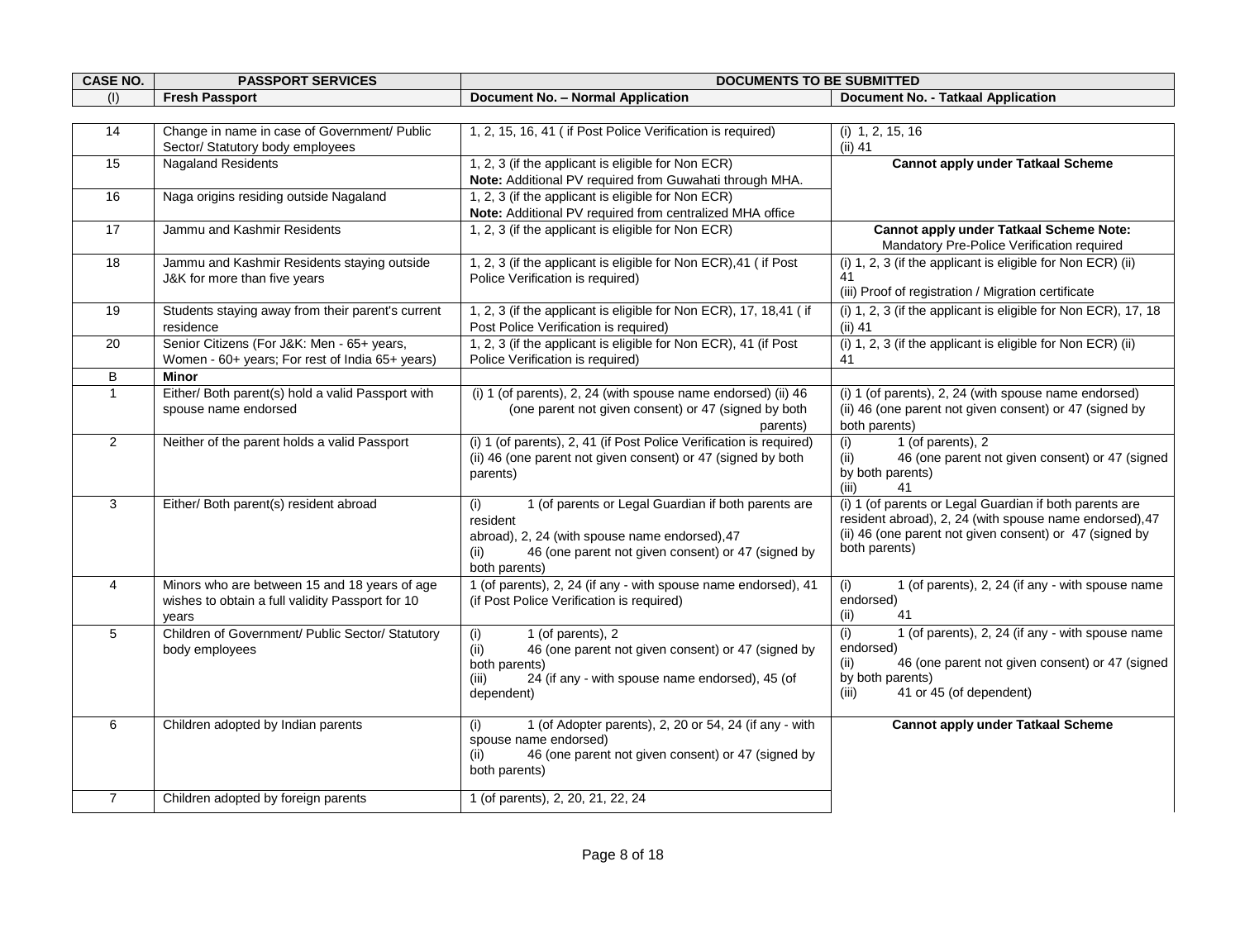| CASE NO. | PASSPORT SERVICES | DOCUMENTS TO BE SUBMITTED | |
|---|---|---|---|
| (I) | **Fresh Passport** | **Document No. – Normal Application** | **Document No. - Tatkaal Application** |
| 14 | Change in name in case of Government/ Public Sector/ Statutory body employees | 1, 2, 15, 16, 41 ( if Post Police Verification is required) | (i) 1, 2, 15, 16<br>(ii) 41 |
| 15 | Nagaland Residents | 1, 2, 3 (if the applicant is eligible for Non ECR)<br>**Note:** Additional PV required from Guwahati through MHA. | **Cannot apply under Tatkaal Scheme** |
| 16 | Naga origins residing outside Nagaland | 1, 2, 3 (if the applicant is eligible for Non ECR)<br>**Note:** Additional PV required from centralized MHA office | |
| 17 | Jammu and Kashmir Residents | 1, 2, 3 (if the applicant is eligible for Non ECR) | **Cannot apply under Tatkaal Scheme Note:**<br>Mandatory Pre-Police Verification required |
| 18 | Jammu and Kashmir Residents staying outside J&K for more than five years | 1, 2, 3 (if the applicant is eligible for Non ECR),41 ( if Post Police Verification is required) | (i) 1, 2, 3 (if the applicant is eligible for Non ECR) (ii) 41<br>(iii) Proof of registration / Migration certificate |
| 19 | Students staying away from their parent's current residence | 1, 2, 3 (if the applicant is eligible for Non ECR), 17, 18,41 ( if Post Police Verification is required) | (i) 1, 2, 3 (if the applicant is eligible for Non ECR), 17, 18<br>(ii) 41 |
| 20 | Senior Citizens (For J&K: Men - 65+ years, Women - 60+ years; For rest of India 65+ years) | 1, 2, 3 (if the applicant is eligible for Non ECR), 41 (if Post Police Verification is required) | (i) 1, 2, 3 (if the applicant is eligible for Non ECR) (ii) 41 |
| B | **Minor** | | |
| 1 | Either/ Both parent(s) hold a valid Passport with spouse name endorsed | (i) 1 (of parents), 2, 24 (with spouse name endorsed) (ii) 46 (one parent not given consent) or 47 (signed by both parents) | (i) 1 (of parents), 2, 24 (with spouse name endorsed)<br>(ii) 46 (one parent not given consent) or 47 (signed by both parents) |
| 2 | Neither of the parent holds a valid Passport | (i) 1 (of parents), 2, 41 (if Post Police Verification is required)<br>(ii) 46 (one parent not given consent) or 47 (signed by both parents) | (i) 1 (of parents), 2<br>(ii) 46 (one parent not given consent) or 47 (signed by both parents)<br>(iii) 41 |
| 3 | Either/ Both parent(s) resident abroad | (i) 1 (of parents or Legal Guardian if both parents are resident abroad), 2, 24 (with spouse name endorsed),47<br>(ii) 46 (one parent not given consent) or 47 (signed by both parents) | (i) 1 (of parents or Legal Guardian if both parents are resident abroad), 2, 24 (with spouse name endorsed),47<br>(ii) 46 (one parent not given consent) or 47 (signed by both parents) |
| 4 | Minors who are between 15 and 18 years of age wishes to obtain a full validity Passport for 10 years | 1 (of parents), 2, 24 (if any - with spouse name endorsed), 41 (if Post Police Verification is required) | (i) 1 (of parents), 2, 24 (if any - with spouse name endorsed)<br>(ii) 41 |
| 5 | Children of Government/ Public Sector/ Statutory body employees | (i) 1 (of parents), 2<br>(ii) 46 (one parent not given consent) or 47 (signed by both parents)<br>(iii) 24 (if any - with spouse name endorsed), 45 (of dependent) | (i) 1 (of parents), 2, 24 (if any - with spouse name endorsed)<br>(ii) 46 (one parent not given consent) or 47 (signed by both parents)<br>(iii) 41 or 45 (of dependent) |
| 6 | Children adopted by Indian parents | (i) 1 (of Adopter parents), 2, 20 or 54, 24 (if any - with spouse name endorsed)<br>(ii) 46 (one parent not given consent) or 47 (signed by both parents) | **Cannot apply under Tatkaal Scheme** |
| 7 | Children adopted by foreign parents | 1 (of parents), 2, 20, 21, 22, 24 | |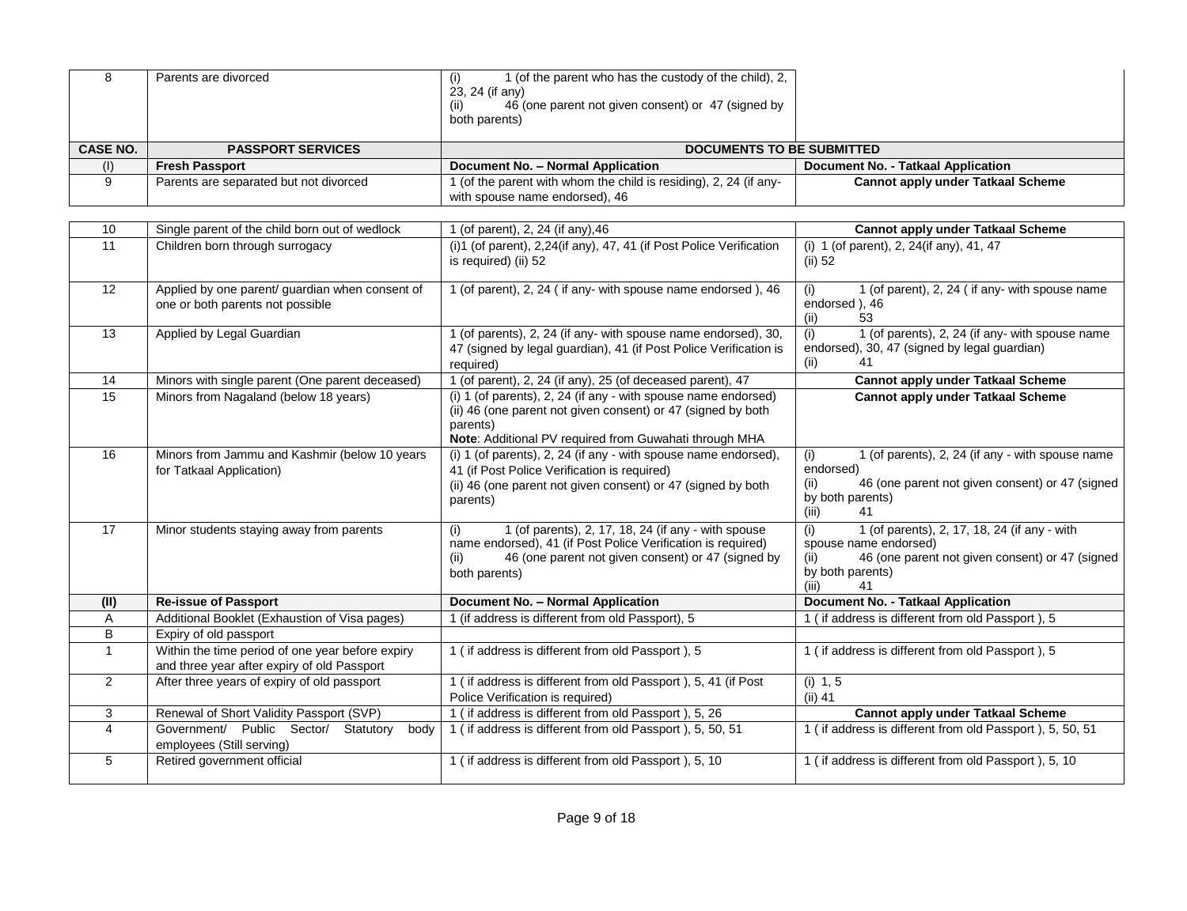| CASE NO. | PASSPORT SERVICES | DOCUMENTS TO BE SUBMITTED | |
|---|---|---|---|
| 8 | Parents are divorced | (i) 1 (of the parent who has the custody of the child), 2, 23, 24 (if any) (ii) 46 (one parent not given consent) or 47 (signed by both parents) | |
| (I) | **Fresh Passport** | **Document No. – Normal Application** | **Document No. - Tatkaal Application** |
| 9 | Parents are separated but not divorced | 1 (of the parent with whom the child is residing), 2, 24 (if any- with spouse name endorsed), 46 | **Cannot apply under Tatkaal Scheme** |
| 10 | Single parent of the child born out of wedlock | 1 (of parent), 2, 24 (if any),46 | **Cannot apply under Tatkaal Scheme** |
| 11 | Children born through surrogacy | (i)1 (of parent), 2,24(if any), 47, 41 (if Post Police Verification is required) (ii) 52 | (i) 1 (of parent), 2, 24(if any), 41, 47 (ii) 52 |
| 12 | Applied by one parent/ guardian when consent of one or both parents not possible | 1 (of parent), 2, 24 ( if any- with spouse name endorsed ), 46 | (i) 1 (of parent), 2, 24 ( if any- with spouse name endorsed ), 46 (ii) 53 |
| 13 | Applied by Legal Guardian | 1 (of parents), 2, 24 (if any- with spouse name endorsed), 30, 47 (signed by legal guardian), 41 (if Post Police Verification is required) | (i) 1 (of parents), 2, 24 (if any- with spouse name endorsed), 30, 47 (signed by legal guardian) (ii) 41 |
| 14 | Minors with single parent (One parent deceased) | 1 (of parent), 2, 24 (if any), 25 (of deceased parent), 47 | **Cannot apply under Tatkaal Scheme** |
| 15 | Minors from Nagaland (below 18 years) | (i) 1 (of parents), 2, 24 (if any - with spouse name endorsed) (ii) 46 (one parent not given consent) or 47 (signed by both parents) **Note**: Additional PV required from Guwahati through MHA | **Cannot apply under Tatkaal Scheme** |
| 16 | Minors from Jammu and Kashmir (below 10 years for Tatkaal Application) | (i) 1 (of parents), 2, 24 (if any - with spouse name endorsed), 41 (if Post Police Verification is required) (ii) 46 (one parent not given consent) or 47 (signed by both parents) | (i) 1 (of parents), 2, 24 (if any - with spouse name endorsed) (ii) 46 (one parent not given consent) or 47 (signed by both parents) (iii) 41 |
| 17 | Minor students staying away from parents | (i) 1 (of parents), 2, 17, 18, 24 (if any - with spouse name endorsed), 41 (if Post Police Verification is required) (ii) 46 (one parent not given consent) or 47 (signed by both parents) | (i) 1 (of parents), 2, 17, 18, 24 (if any - with spouse name endorsed) (ii) 46 (one parent not given consent) or 47 (signed by both parents) (iii) 41 |
| (II) | **Re-issue of Passport** | **Document No. – Normal Application** | **Document No. - Tatkaal Application** |
| A | Additional Booklet (Exhaustion of Visa pages) | 1 (if address is different from old Passport), 5 | 1 ( if address is different from old Passport ), 5 |
| B | Expiry of old passport | | |
| 1 | Within the time period of one year before expiry and three year after expiry of old Passport | 1 ( if address is different from old Passport ), 5 | 1 ( if address is different from old Passport ), 5 |
| 2 | After three years of expiry of old passport | 1 ( if address is different from old Passport ), 5, 41 (if Post Police Verification is required) | (i) 1, 5 (ii) 41 |
| 3 | Renewal of Short Validity Passport (SVP) | 1 ( if address is different from old Passport ), 5, 26 | **Cannot apply under Tatkaal Scheme** |
| 4 | Government/ Public Sector/ Statutory body employees (Still serving) | 1 ( if address is different from old Passport ), 5, 50, 51 | 1 ( if address is different from old Passport ), 5, 50, 51 |
| 5 | Retired government official | 1 ( if address is different from old Passport ), 5, 10 | 1 ( if address is different from old Passport ), 5, 10 |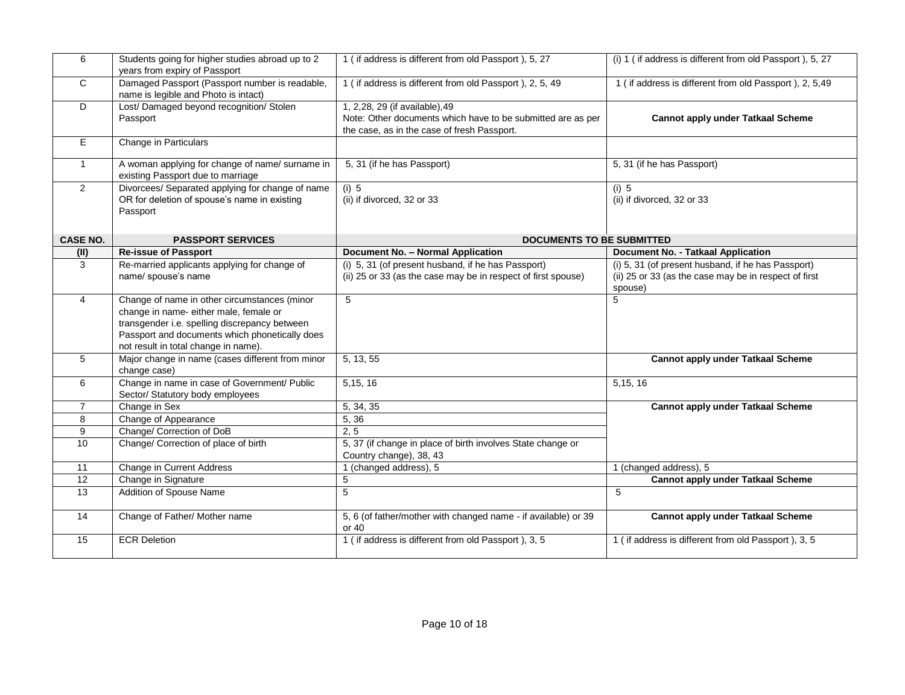| 6 | Students going for higher studies abroad up to 2 years from expiry of Passport | 1 ( if address is different from old Passport ), 5, 27 | (i) 1 ( if address is different from old Passport ), 5, 27 |
|---|---|---|---|
| C | Damaged Passport (Passport number is readable, name is legible and Photo is intact) | 1 ( if address is different from old Passport ), 2, 5, 49 | 1 ( if address is different from old Passport ), 2, 5,49 |
| D | Lost/ Damaged beyond recognition/ Stolen Passport | 1, 2,28, 29 (if available),49<br>Note: Other documents which have to be submitted are as per the case, as in the case of fresh Passport. | **Cannot apply under Tatkaal Scheme** |
| E | Change in Particulars | | |
| 1 | A woman applying for change of name/ surname in existing Passport due to marriage | 5, 31 (if he has Passport) | 5, 31 (if he has Passport) |
| 2 | Divorcees/ Separated applying for change of name OR for deletion of spouse's name in existing Passport | (i) 5<br>(ii) if divorced, 32 or 33 | (i) 5<br>(ii) if divorced, 32 or 33 |
| **CASE NO.** | **PASSPORT SERVICES** | **DOCUMENTS TO BE SUBMITTED** | |
| **(II)** | **Re-issue of Passport** | **Document No. – Normal Application** | **Document No. - Tatkaal Application** |
| 3 | Re-married applicants applying for change of name/ spouse's name | (i) 5, 31 (of present husband, if he has Passport)<br>(ii) 25 or 33 (as the case may be in respect of first spouse) | (i) 5, 31 (of present husband, if he has Passport)<br>(ii) 25 or 33 (as the case may be in respect of first spouse) |
| 4 | Change of name in other circumstances (minor change in name- either male, female or transgender i.e. spelling discrepancy between Passport and documents which phonetically does not result in total change in name). | 5 | 5 |
| 5 | Major change in name (cases different from minor change case) | 5, 13, 55 | **Cannot apply under Tatkaal Scheme** |
| 6 | Change in name in case of Government/ Public Sector/ Statutory body employees | 5,15, 16 | 5,15, 16 |
| 7 | Change in Sex | 5, 34, 35 | **Cannot apply under Tatkaal Scheme** |
| 8 | Change of Appearance | 5, 36 | |
| 9 | Change/ Correction of DoB | 2, 5 | |
| 10 | Change/ Correction of place of birth | 5, 37 (if change in place of birth involves State change or Country change), 38, 43 | |
| 11 | Change in Current Address | 1 (changed address), 5 | 1 (changed address), 5 |
| 12 | Change in Signature | 5 | **Cannot apply under Tatkaal Scheme** |
| 13 | Addition of Spouse Name | 5 | 5 |
| 14 | Change of Father/ Mother name | 5, 6 (of father/mother with changed name - if available) or 39 or 40 | **Cannot apply under Tatkaal Scheme** |
| 15 | ECR Deletion | 1 ( if address is different from old Passport ), 3, 5 | 1 ( if address is different from old Passport ), 3, 5 |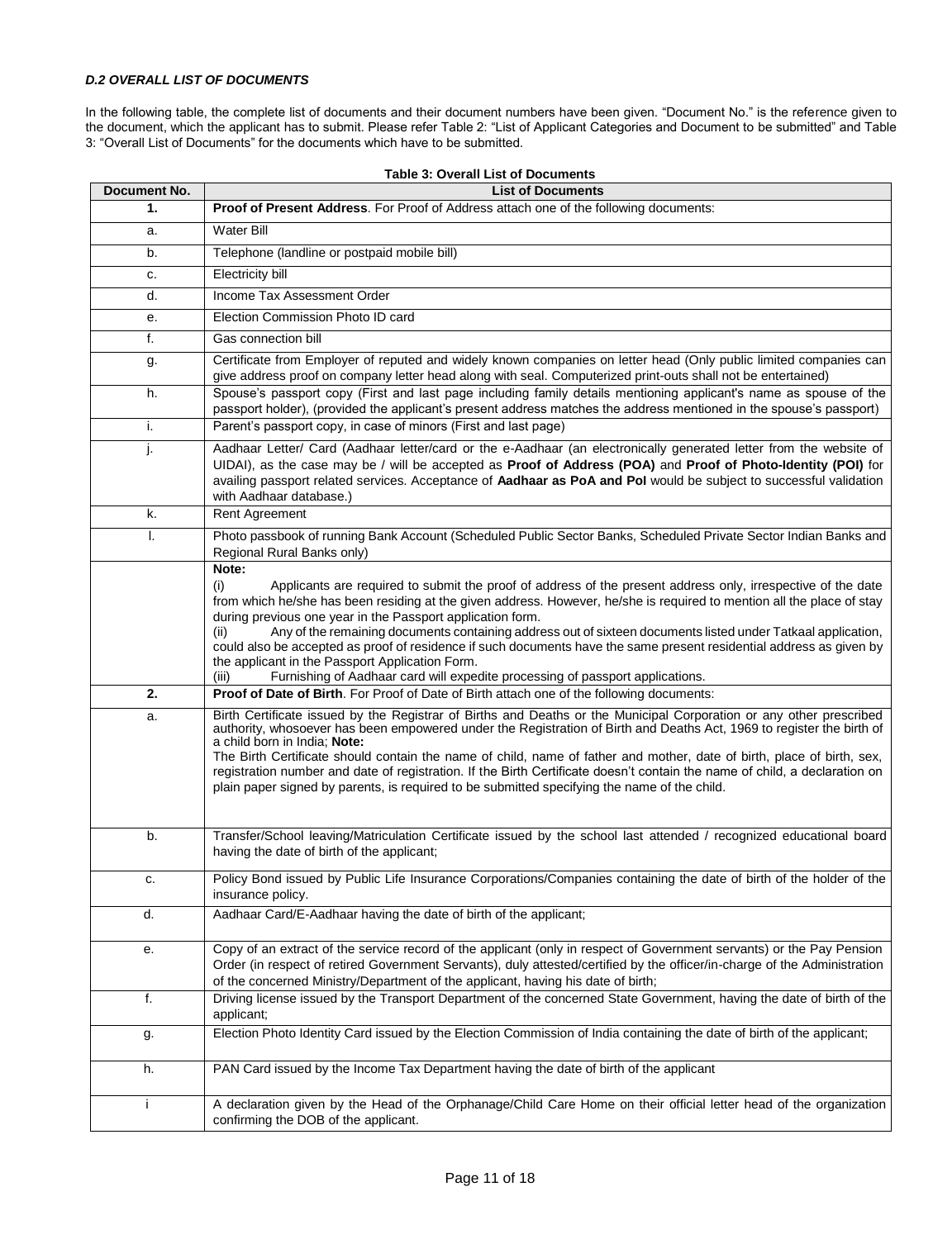***D.2 OVERALL LIST OF DOCUMENTS***

In the following table, the complete list of documents and their document numbers have been given. "Document No." is the reference given to the document, which the applicant has to submit. Please refer Table 2: "List of Applicant Categories and Document to be submitted" and Table 3: "Overall List of Documents" for the documents which have to be submitted.

**Table 3: Overall List of Documents**

| Document No. | List of Documents |
|---|---|
| **1.** | **Proof of Present Address**. For Proof of Address attach one of the following documents: |
| a. | Water Bill |
| b. | Telephone (landline or postpaid mobile bill) |
| c. | Electricity bill |
| d. | Income Tax Assessment Order |
| e. | Election Commission Photo ID card |
| f. | Gas connection bill |
| g. | Certificate from Employer of reputed and widely known companies on letter head (Only public limited companies can give address proof on company letter head along with seal. Computerized print-outs shall not be entertained) |
| h. | Spouse's passport copy (First and last page including family details mentioning applicant's name as spouse of the passport holder), (provided the applicant's present address matches the address mentioned in the spouse's passport) |
| i. | Parent's passport copy, in case of minors (First and last page) |
| j. | Aadhaar Letter/ Card (Aadhaar letter/card or the e-Aadhaar (an electronically generated letter from the website of UIDAI), as the case may be / will be accepted as **Proof of Address (POA)** and **Proof of Photo-Identity (POI)** for availing passport related services. Acceptance of **Aadhaar as PoA and PoI** would be subject to successful validation with Aadhaar database.) |
| k. | Rent Agreement |
| l. | Photo passbook of running Bank Account (Scheduled Public Sector Banks, Scheduled Private Sector Indian Banks and Regional Rural Banks only) |
| | **Note:**<br>(i) Applicants are required to submit the proof of address of the present address only, irrespective of the date from which he/she has been residing at the given address. However, he/she is required to mention all the place of stay during previous one year in the Passport application form.<br>(ii) Any of the remaining documents containing address out of sixteen documents listed under Tatkaal application, could also be accepted as proof of residence if such documents have the same present residential address as given by the applicant in the Passport Application Form.<br>(iii) Furnishing of Aadhaar card will expedite processing of passport applications. |
| **2.** | **Proof of Date of Birth**. For Proof of Date of Birth attach one of the following documents: |
| a. | Birth Certificate issued by the Registrar of Births and Deaths or the Municipal Corporation or any other prescribed authority, whosoever has been empowered under the Registration of Birth and Deaths Act, 1969 to register the birth of a child born in India; **Note:**<br>The Birth Certificate should contain the name of child, name of father and mother, date of birth, place of birth, sex, registration number and date of registration. If the Birth Certificate doesn't contain the name of child, a declaration on plain paper signed by parents, is required to be submitted specifying the name of the child. |
| b. | Transfer/School leaving/Matriculation Certificate issued by the school last attended / recognized educational board having the date of birth of the applicant; |
| c. | Policy Bond issued by Public Life Insurance Corporations/Companies containing the date of birth of the holder of the insurance policy. |
| d. | Aadhaar Card/E-Aadhaar having the date of birth of the applicant; |
| e. | Copy of an extract of the service record of the applicant (only in respect of Government servants) or the Pay Pension Order (in respect of retired Government Servants), duly attested/certified by the officer/in-charge of the Administration of the concerned Ministry/Department of the applicant, having his date of birth; |
| f. | Driving license issued by the Transport Department of the concerned State Government, having the date of birth of the applicant; |
| g. | Election Photo Identity Card issued by the Election Commission of India containing the date of birth of the applicant; |
| h. | PAN Card issued by the Income Tax Department having the date of birth of the applicant |
| i | A declaration given by the Head of the Orphanage/Child Care Home on their official letter head of the organization confirming the DOB of the applicant. |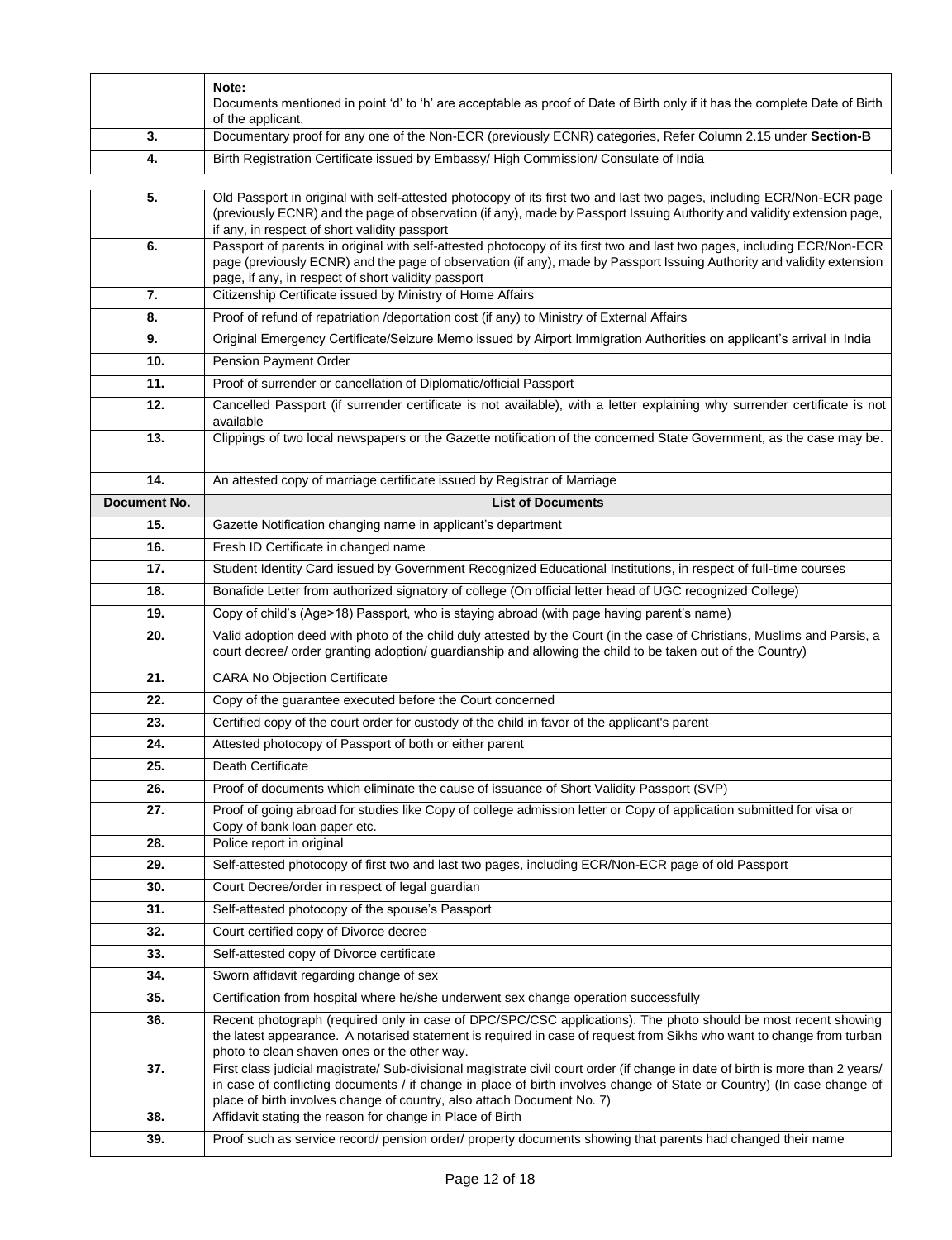|  | Note:<br>Documents mentioned in point 'd' to 'h' are acceptable as proof of Date of Birth only if it has the complete Date of Birth of the applicant. |
|---|---|
| **3.** | Documentary proof for any one of the Non-ECR (previously ECNR) categories, Refer Column 2.15 under **Section-B** |
| **4.** | Birth Registration Certificate issued by Embassy/ High Commission/ Consulate of India |
| **5.** | Old Passport in original with self-attested photocopy of its first two and last two pages, including ECR/Non-ECR page (previously ECNR) and the page of observation (if any), made by Passport Issuing Authority and validity extension page, if any, in respect of short validity passport |
| **6.** | Passport of parents in original with self-attested photocopy of its first two and last two pages, including ECR/Non-ECR page (previously ECNR) and the page of observation (if any), made by Passport Issuing Authority and validity extension page, if any, in respect of short validity passport |
| **7.** | Citizenship Certificate issued by Ministry of Home Affairs |
| **8.** | Proof of refund of repatriation /deportation cost (if any) to Ministry of External Affairs |
| **9.** | Original Emergency Certificate/Seizure Memo issued by Airport Immigration Authorities on applicant's arrival in India |
| **10.** | Pension Payment Order |
| **11.** | Proof of surrender or cancellation of Diplomatic/official Passport |
| **12.** | Cancelled Passport (if surrender certificate is not available), with a letter explaining why surrender certificate is not available |
| **13.** | Clippings of two local newspapers or the Gazette notification of the concerned State Government, as the case may be. |
| **14.** | An attested copy of marriage certificate issued by Registrar of Marriage |
| **Document No.** | **List of Documents** |
| **15.** | Gazette Notification changing name in applicant's department |
| **16.** | Fresh ID Certificate in changed name |
| **17.** | Student Identity Card issued by Government Recognized Educational Institutions, in respect of full-time courses |
| **18.** | Bonafide Letter from authorized signatory of college (On official letter head of UGC recognized College) |
| **19.** | Copy of child's (Age>18) Passport, who is staying abroad (with page having parent's name) |
| **20.** | Valid adoption deed with photo of the child duly attested by the Court (in the case of Christians, Muslims and Parsis, a court decree/ order granting adoption/ guardianship and allowing the child to be taken out of the Country) |
| **21.** | CARA No Objection Certificate |
| **22.** | Copy of the guarantee executed before the Court concerned |
| **23.** | Certified copy of the court order for custody of the child in favor of the applicant's parent |
| **24.** | Attested photocopy of Passport of both or either parent |
| **25.** | Death Certificate |
| **26.** | Proof of documents which eliminate the cause of issuance of Short Validity Passport (SVP) |
| **27.** | Proof of going abroad for studies like Copy of college admission letter or Copy of application submitted for visa or Copy of bank loan paper etc. |
| **28.** | Police report in original |
| **29.** | Self-attested photocopy of first two and last two pages, including ECR/Non-ECR page of old Passport |
| **30.** | Court Decree/order in respect of legal guardian |
| **31.** | Self-attested photocopy of the spouse's Passport |
| **32.** | Court certified copy of Divorce decree |
| **33.** | Self-attested copy of Divorce certificate |
| **34.** | Sworn affidavit regarding change of sex |
| **35.** | Certification from hospital where he/she underwent sex change operation successfully |
| **36.** | Recent photograph (required only in case of DPC/SPC/CSC applications). The photo should be most recent showing the latest appearance. A notarised statement is required in case of request from Sikhs who want to change from turban photo to clean shaven ones or the other way. |
| **37.** | First class judicial magistrate/ Sub-divisional magistrate civil court order (if change in date of birth is more than 2 years/ in case of conflicting documents / if change in place of birth involves change of State or Country) (In case change of place of birth involves change of country, also attach Document No. 7) |
| **38.** | Affidavit stating the reason for change in Place of Birth |
| **39.** | Proof such as service record/ pension order/ property documents showing that parents had changed their name |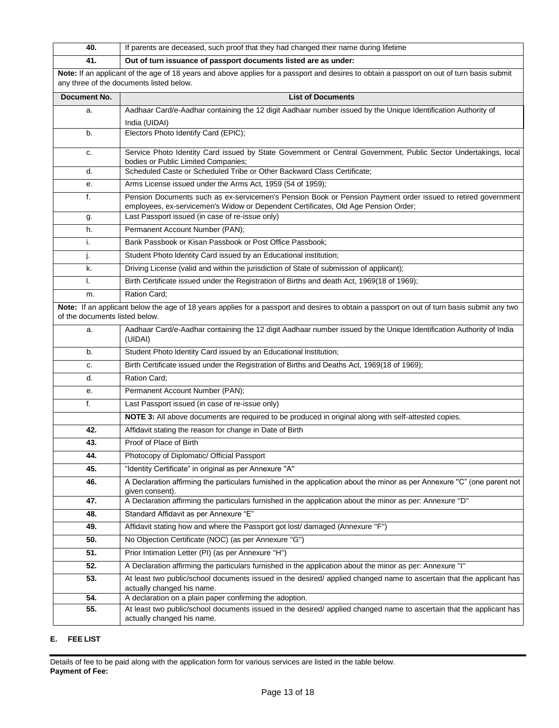| | |
|---|---|
| **40.** | If parents are deceased, such proof that they had changed their name during lifetime |
| **41.** | **Out of turn issuance of passport documents listed are as under:** |
| **Note:** If an applicant of the age of 18 years and above applies for a passport and desires to obtain a passport on out of turn basis submit any three of the documents listed below. | |
| **Document No.** | **List of Documents** |
| a. | Aadhaar Card/e-Aadhar containing the 12 digit Aadhaar number issued by the Unique Identification Authority of India (UIDAI) |
| b. | Electors Photo Identify Card (EPIC); |
| c. | Service Photo Identity Card issued by State Government or Central Government, Public Sector Undertakings, local bodies or Public Limited Companies; |
| d. | Scheduled Caste or Scheduled Tribe or Other Backward Class Certificate; |
| e. | Arms License issued under the Arms Act, 1959 (54 of 1959); |
| f. | Pension Documents such as ex-servicemen's Pension Book or Pension Payment order issued to retired government employees, ex-servicemen's Widow or Dependent Certificates, Old Age Pension Order; |
| g. | Last Passport issued (in case of re-issue only) |
| h. | Permanent Account Number (PAN); |
| i. | Bank Passbook or Kisan Passbook or Post Office Passbook; |
| j. | Student Photo Identity Card issued by an Educational institution; |
| k. | Driving License (valid and within the jurisdiction of State of submission of applicant); |
| l. | Birth Certificate issued under the Registration of Births and death Act, 1969(18 of 1969); |
| m. | Ration Card; |
| **Note:** If an applicant below the age of 18 years applies for a passport and desires to obtain a passport on out of turn basis submit any two of the documents listed below. | |
| a. | Aadhaar Card/e-Aadhar containing the 12 digit Aadhaar number issued by the Unique Identification Authority of India (UIDAI) |
| b. | Student Photo Identity Card issued by an Educational Institution; |
| c. | Birth Certificate issued under the Registration of Births and Deaths Act, 1969(18 of 1969); |
| d. | Ration Card; |
| e. | Permanent Account Number (PAN); |
| f. | Last Passport issued (in case of re-issue only) |
| | **NOTE 3:** All above documents are required to be produced in original along with self-attested copies. |
| **42.** | Affidavit stating the reason for change in Date of Birth |
| **43.** | Proof of Place of Birth |
| **44.** | Photocopy of Diplomatic/ Official Passport |
| **45.** | "Identity Certificate" in original as per Annexure "A" |
| **46.** | A Declaration affirming the particulars furnished in the application about the minor as per Annexure "C" (one parent not given consent). |
| **47.** | A Declaration affirming the particulars furnished in the application about the minor as per: Annexure "D" |
| **48.** | Standard Affidavit as per Annexure "E" |
| **49.** | Affidavit stating how and where the Passport got lost/ damaged (Annexure "F") |
| **50.** | No Objection Certificate (NOC) (as per Annexure "G") |
| **51.** | Prior Intimation Letter (PI) (as per Annexure "H") |
| **52.** | A Declaration affirming the particulars furnished in the application about the minor as per: Annexure "I" |
| **53.** | At least two public/school documents issued in the desired/ applied changed name to ascertain that the applicant has actually changed his name. |
| **54.** | A declaration on a plain paper confirming the adoption. |
| **55.** | At least two public/school documents issued in the desired/ applied changed name to ascertain that the applicant has actually changed his name. |

## E. FEE LIST

Details of fee to be paid along with the application form for various services are listed in the table below.

**Payment of Fee:**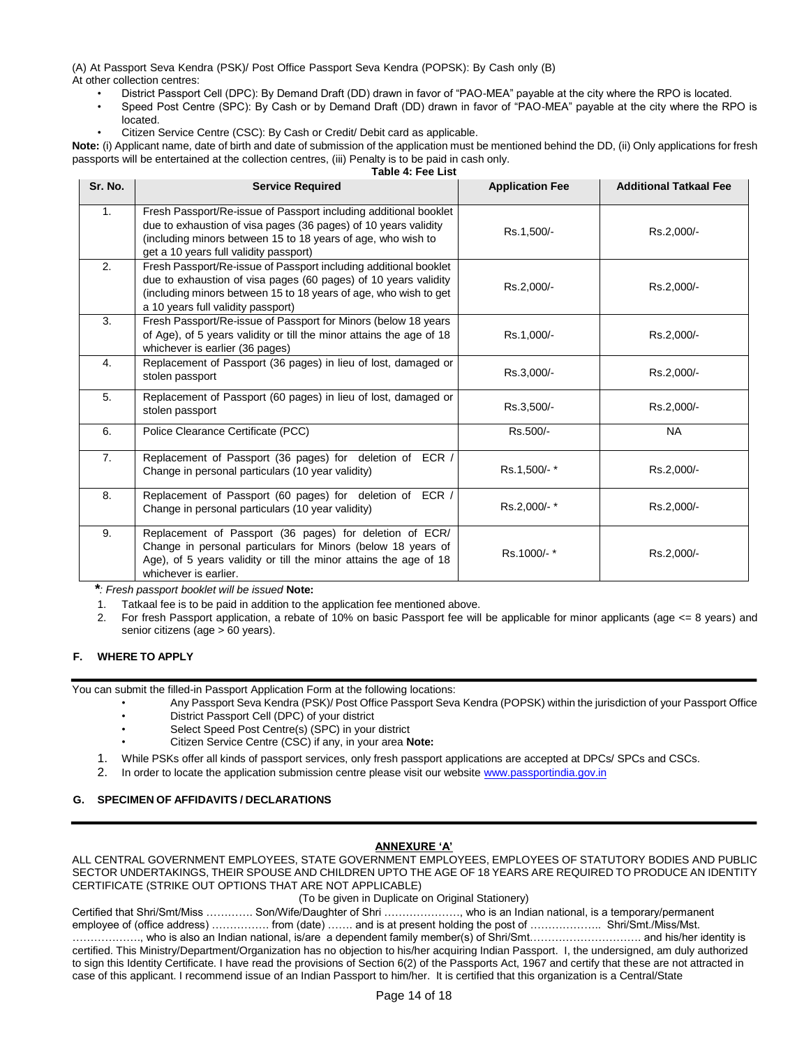(A) At Passport Seva Kendra (PSK)/ Post Office Passport Seva Kendra (POPSK): By Cash only (B) At other collection centres:

- District Passport Cell (DPC): By Demand Draft (DD) drawn in favor of "PAO-MEA" payable at the city where the RPO is located.
- Speed Post Centre (SPC): By Cash or by Demand Draft (DD) drawn in favor of "PAO-MEA" payable at the city where the RPO is located.
- Citizen Service Centre (CSC): By Cash or Credit/ Debit card as applicable.

**Note:** (i) Applicant name, date of birth and date of submission of the application must be mentioned behind the DD, (ii) Only applications for fresh passports will be entertained at the collection centres, (iii) Penalty is to be paid in cash only.

**Table 4: Fee List**

| Sr. No. | Service Required | Application Fee | Additional Tatkaal Fee |
|---|---|---|---|
| 1. | Fresh Passport/Re-issue of Passport including additional booklet due to exhaustion of visa pages (36 pages) of 10 years validity (including minors between 15 to 18 years of age, who wish to get a 10 years full validity passport) | Rs.1,500/- | Rs.2,000/- |
| 2. | Fresh Passport/Re-issue of Passport including additional booklet due to exhaustion of visa pages (60 pages) of 10 years validity (including minors between 15 to 18 years of age, who wish to get a 10 years full validity passport) | Rs.2,000/- | Rs.2,000/- |
| 3. | Fresh Passport/Re-issue of Passport for Minors (below 18 years of Age), of 5 years validity or till the minor attains the age of 18 whichever is earlier (36 pages) | Rs.1,000/- | Rs.2,000/- |
| 4. | Replacement of Passport (36 pages) in lieu of lost, damaged or stolen passport | Rs.3,000/- | Rs.2,000/- |
| 5. | Replacement of Passport (60 pages) in lieu of lost, damaged or stolen passport | Rs.3,500/- | Rs.2,000/- |
| 6. | Police Clearance Certificate (PCC) | Rs.500/- | NA |
| 7. | Replacement of Passport (36 pages) for deletion of ECR / Change in personal particulars (10 year validity) | Rs.1,500/- * | Rs.2,000/- |
| 8. | Replacement of Passport (60 pages) for deletion of ECR / Change in personal particulars (10 year validity) | Rs.2,000/- * | Rs.2,000/- |
| 9. | Replacement of Passport (36 pages) for deletion of ECR/ Change in personal particulars for Minors (below 18 years of Age), of 5 years validity or till the minor attains the age of 18 whichever is earlier. | Rs.1000/- * | Rs.2,000/- |

*\*: Fresh passport booklet will be issued* **Note:**

1. Tatkaal fee is to be paid in addition to the application fee mentioned above.
2. For fresh Passport application, a rebate of 10% on basic Passport fee will be applicable for minor applicants (age <= 8 years) and senior citizens (age > 60 years).

## F. WHERE TO APPLY

You can submit the filled-in Passport Application Form at the following locations:

- Any Passport Seva Kendra (PSK)/ Post Office Passport Seva Kendra (POPSK) within the jurisdiction of your Passport Office
- District Passport Cell (DPC) of your district
- Select Speed Post Centre(s) (SPC) in your district
- Citizen Service Centre (CSC) if any, in your area **Note:**

1. While PSKs offer all kinds of passport services, only fresh passport applications are accepted at DPCs/ SPCs and CSCs.
2. In order to locate the application submission centre please visit our website www.passportindia.gov.in

## G. SPECIMEN OF AFFIDAVITS / DECLARATIONS

### ANNEXURE 'A'

ALL CENTRAL GOVERNMENT EMPLOYEES, STATE GOVERNMENT EMPLOYEES, EMPLOYEES OF STATUTORY BODIES AND PUBLIC SECTOR UNDERTAKINGS, THEIR SPOUSE AND CHILDREN UPTO THE AGE OF 18 YEARS ARE REQUIRED TO PRODUCE AN IDENTITY CERTIFICATE (STRIKE OUT OPTIONS THAT ARE NOT APPLICABLE)

(To be given in Duplicate on Original Stationery)

Certified that Shri/Smt/Miss …………. Son/Wife/Daughter of Shri …………………, who is an Indian national, is a temporary/permanent employee of (office address) ……………. from (date) ……. and is at present holding the post of ……………….. Shri/Smt./Miss/Mst. ………………., who is also an Indian national, is/are a dependent family member(s) of Shri/Smt…………………………. and his/her identity is certified. This Ministry/Department/Organization has no objection to his/her acquiring Indian Passport. I, the undersigned, am duly authorized to sign this Identity Certificate. I have read the provisions of Section 6(2) of the Passports Act, 1967 and certify that these are not attracted in case of this applicant. I recommend issue of an Indian Passport to him/her. It is certified that this organization is a Central/State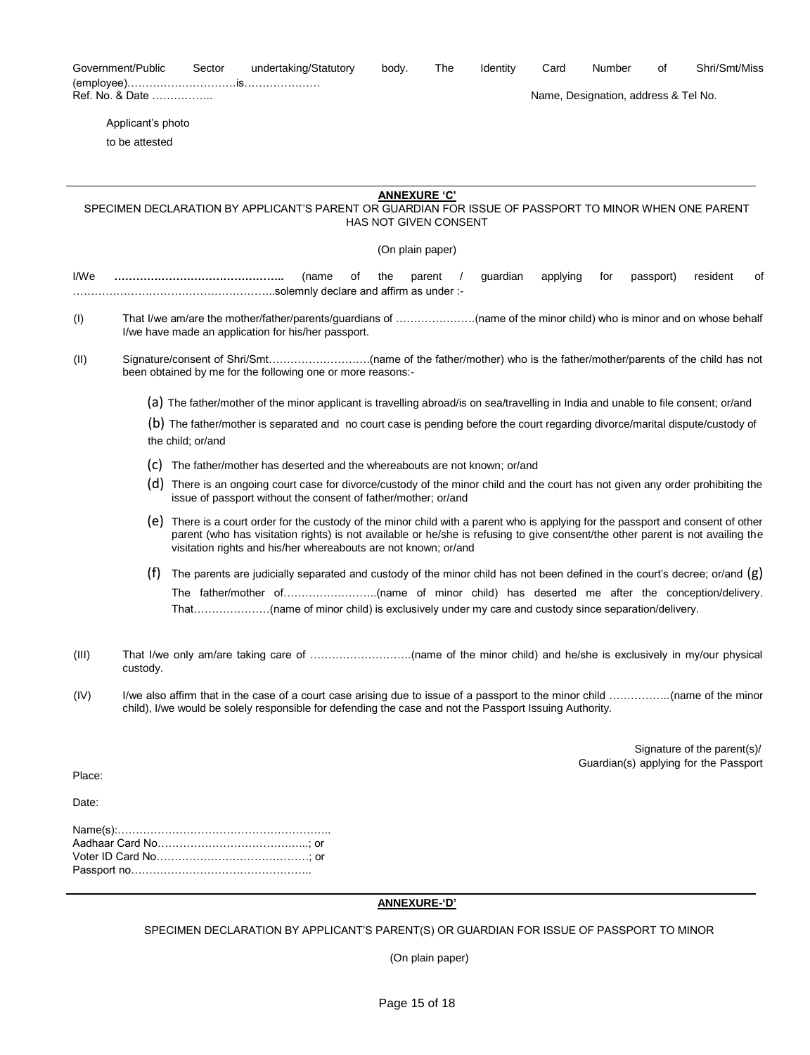Government/Public Sector undertaking/Statutory body. The Identity Card Number of Shri/Smt/Miss (employee)…………………………is…………………

Ref. No. & Date ……………..

Name, Designation, address & Tel No.

Applicant's photo
to be attested

---

## ANNEXURE 'C'

SPECIMEN DECLARATION BY APPLICANT'S PARENT OR GUARDIAN FOR ISSUE OF PASSPORT TO MINOR WHEN ONE PARENT HAS NOT GIVEN CONSENT

(On plain paper)

I/We **………………………………………..** (name of the parent / guardian applying for passport) resident of ………………………………………………..solemnly declare and affirm as under :-

(I) That I/we am/are the mother/father/parents/guardians of ………………….(name of the minor child) who is minor and on whose behalf I/we have made an application for his/her passport.

(II) Signature/consent of Shri/Smt………………………(name of the father/mother) who is the father/mother/parents of the child has not been obtained by me for the following one or more reasons:-

(a) The father/mother of the minor applicant is travelling abroad/is on sea/travelling in India and unable to file consent; or/and

(b) The father/mother is separated and no court case is pending before the court regarding divorce/marital dispute/custody of the child; or/and

(c) The father/mother has deserted and the whereabouts are not known; or/and

(d) There is an ongoing court case for divorce/custody of the minor child and the court has not given any order prohibiting the issue of passport without the consent of father/mother; or/and

(e) There is a court order for the custody of the minor child with a parent who is applying for the passport and consent of other parent (who has visitation rights) is not available or he/she is refusing to give consent/the other parent is not availing the visitation rights and his/her whereabouts are not known; or/and

(f) The parents are judicially separated and custody of the minor child has not been defined in the court's decree; or/and (g) The father/mother of……………………..(name of minor child) has deserted me after the conception/delivery. That…………………(name of minor child) is exclusively under my care and custody since separation/delivery.

(III) That I/we only am/are taking care of ……………………….(name of the minor child) and he/she is exclusively in my/our physical custody.

(IV) I/we also affirm that in the case of a court case arising due to issue of a passport to the minor child ……………..(name of the minor child), I/we would be solely responsible for defending the case and not the Passport Issuing Authority.

Signature of the parent(s)/
Guardian(s) applying for the Passport

Place:

Date:

Name(s):…………………………………………………..
Aadhaar Card No…………………………………..; or
Voter ID Card No……………………………………; or
Passport no…………………………………………..

---

## ANNEXURE-'D'

SPECIMEN DECLARATION BY APPLICANT'S PARENT(S) OR GUARDIAN FOR ISSUE OF PASSPORT TO MINOR

(On plain paper)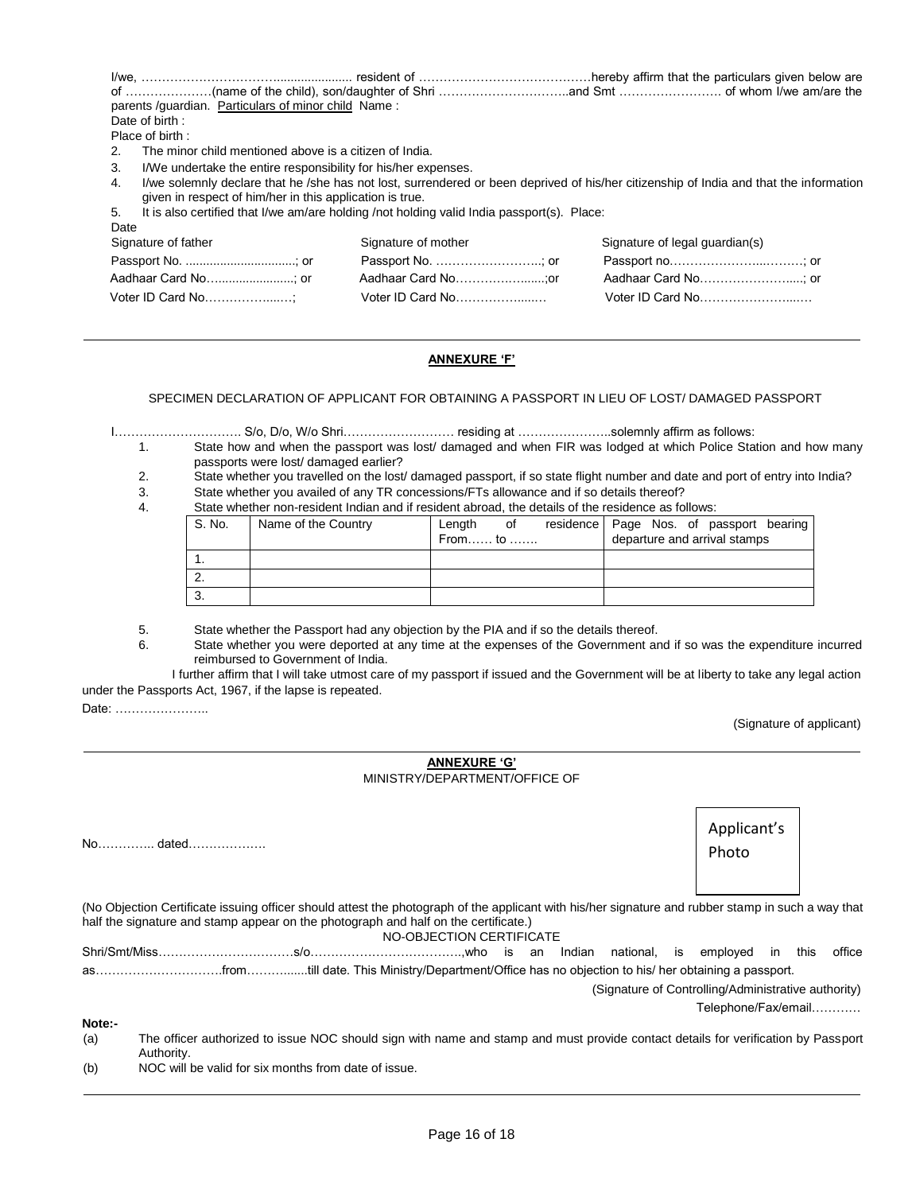I/we, ……………………………...................... resident of ……………………………………hereby affirm that the particulars given below are of …………………(name of the child), son/daughter of Shri …………………………..and Smt ……………………. of whom I/we am/are the parents /guardian. Particulars of minor child Name :

Date of birth :

Place of birth :

2. The minor child mentioned above is a citizen of India.
3. I/We undertake the entire responsibility for his/her expenses.
4. I/we solemnly declare that he /she has not lost, surrendered or been deprived of his/her citizenship of India and that the information given in respect of him/her in this application is true.
5. It is also certified that I/we am/are holding /not holding valid India passport(s). Place:

Date

| Signature of father | Signature of mother | Signature of legal guardian(s) |
|---|---|---|
| Passport No. ..............................; or | Passport No. ……………………..; or | Passport no………………….....………; or |
| Aadhaar Card No…....................; or | Aadhaar Card No………………......;or | Aadhaar Card No…………………....; or |
| Voter ID Card No…………….…..; | Voter ID Card No………………...… | Voter ID Card No…………………...… |

---

## ANNEXURE 'F'

SPECIMEN DECLARATION OF APPLICANT FOR OBTAINING A PASSPORT IN LIEU OF LOST/ DAMAGED PASSPORT

I…………………………. S/o, D/o, W/o Shri……………………… residing at …………………..solemnly affirm as follows:

1. State how and when the passport was lost/ damaged and when FIR was lodged at which Police Station and how many passports were lost/ damaged earlier?
2. State whether you travelled on the lost/ damaged passport, if so state flight number and date and port of entry into India?
3. State whether you availed of any TR concessions/FTs allowance and if so details thereof?
4. State whether non-resident Indian and if resident abroad, the details of the residence as follows:

| S. No. | Name of the Country | Length of residence From…… to ……. | Page Nos. of passport bearing departure and arrival stamps |
|---|---|---|---|
| 1. | | | |
| 2. | | | |
| 3. | | | |

5. State whether the Passport had any objection by the PIA and if so the details thereof.
6. State whether you were deported at any time at the expenses of the Government and if so was the expenditure incurred reimbursed to Government of India.

I further affirm that I will take utmost care of my passport if issued and the Government will be at liberty to take any legal action under the Passports Act, 1967, if the lapse is repeated.

Date: …………………..

(Signature of applicant)

---

## ANNEXURE 'G'

MINISTRY/DEPARTMENT/OFFICE OF

No………….. dated……………….

Applicant's Photo

(No Objection Certificate issuing officer should attest the photograph of the applicant with his/her signature and rubber stamp in such a way that half the signature and stamp appear on the photograph and half on the certificate.)

NO-OBJECTION CERTIFICATE

Shri/Smt/Miss……………………………s/o………………………………..,who is an Indian national, is employed in this office as………………………….from………......till date. This Ministry/Department/Office has no objection to his/ her obtaining a passport.

(Signature of Controlling/Administrative authority)

Telephone/Fax/email…………

**Note:-**

(a) The officer authorized to issue NOC should sign with name and stamp and must provide contact details for verification by Passport Authority.

(b) NOC will be valid for six months from date of issue.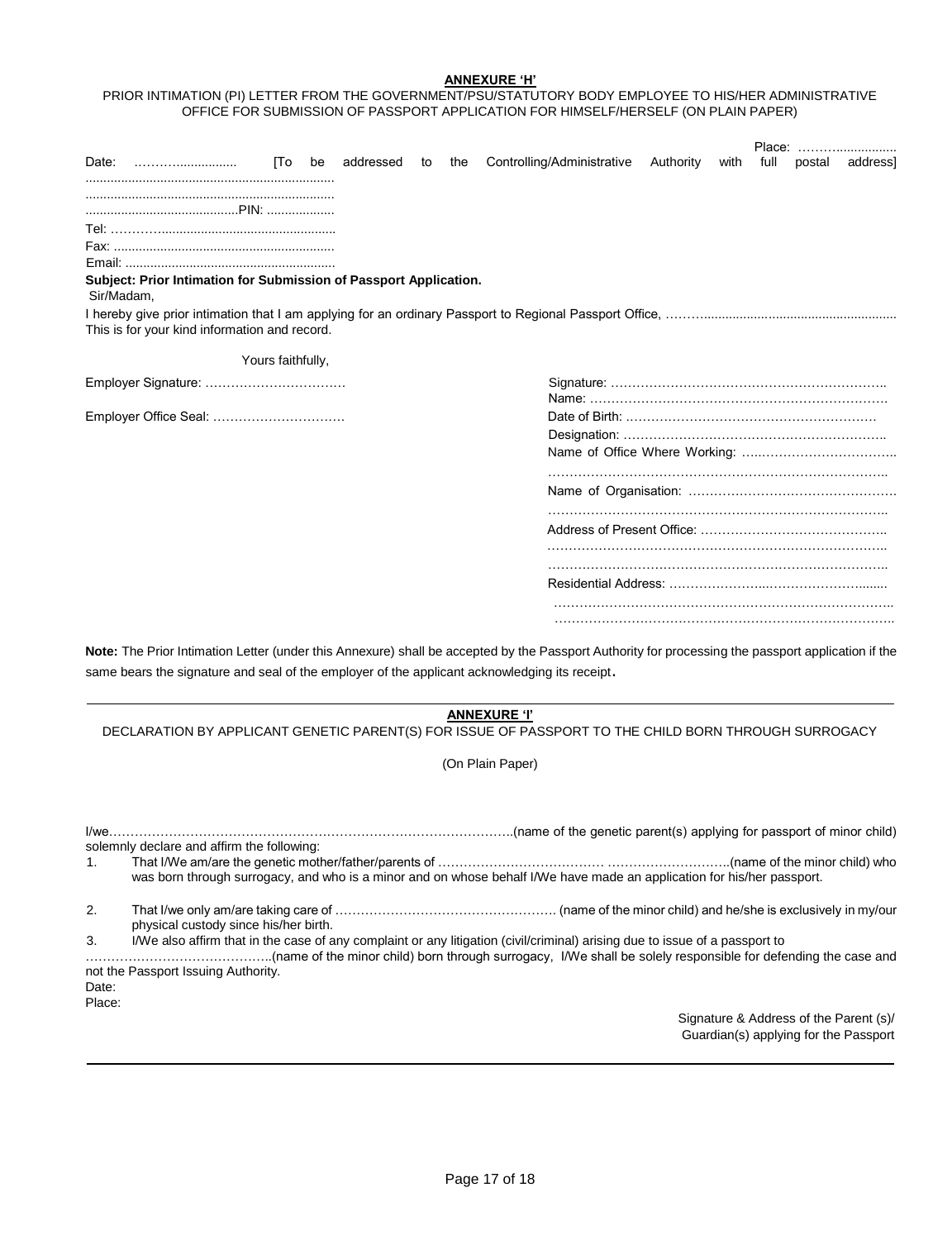**ANNEXURE 'H'**

PRIOR INTIMATION (PI) LETTER FROM THE GOVERNMENT/PSU/STATUTORY BODY EMPLOYEE TO HIS/HER ADMINISTRATIVE OFFICE FOR SUBMISSION OF PASSPORT APPLICATION FOR HIMSELF/HERSELF (ON PLAIN PAPER)

Place: ………................

Date: ………................ [To be addressed to the Controlling/Administrative Authority with full postal address]

.....................................................................

.....................................................................

...........................................PIN: ..................

Tel: …………................................................

Fax: .............................................................

Email: ..........................................................

**Subject: Prior Intimation for Submission of Passport Application.**

Sir/Madam,

I hereby give prior intimation that I am applying for an ordinary Passport to Regional Passport Office, ……….....................................................

This is for your kind information and record.

Yours faithfully,

Employer Signature: ……………………………

Employer Office Seal: …………………………

Signature: ………………………………………………………

Name: ……………………………………………………………

Date of Birth: …………………………………………………

Designation: ……………………………………………………

Name of Office Where Working: ……………………………

……………………………………………………………………

Name of Organisation: ………………………………………

……………………………………………………………………

Address of Present Office: …………………………………

……………………………………………………………………

……………………………………………………………………

Residential Address: ……………………………………........

……………………………………………………………………

……………………………………………………………………

**Note:** The Prior Intimation Letter (under this Annexure) shall be accepted by the Passport Authority for processing the passport application if the same bears the signature and seal of the employer of the applicant acknowledging its receipt.

---

**ANNEXURE 'I'**

DECLARATION BY APPLICANT GENETIC PARENT(S) FOR ISSUE OF PASSPORT TO THE CHILD BORN THROUGH SURROGACY

(On Plain Paper)

I/we……………………………………………………………………………………..(name of the genetic parent(s) applying for passport of minor child) solemnly declare and affirm the following:

1. That I/We am/are the genetic mother/father/parents of ………………………………… ………………………..(name of the minor child) who was born through surrogacy, and who is a minor and on whose behalf I/We have made an application for his/her passport.

2. That I/we only am/are taking care of ……………………………………………. (name of the minor child) and he/she is exclusively in my/our physical custody since his/her birth.

3. I/We also affirm that in the case of any complaint or any litigation (civil/criminal) arising due to issue of a passport to ……………………………………..(name of the minor child) born through surrogacy, I/We shall be solely responsible for defending the case and not the Passport Issuing Authority.

Date:

Place:

Signature & Address of the Parent (s)/
Guardian(s) applying for the Passport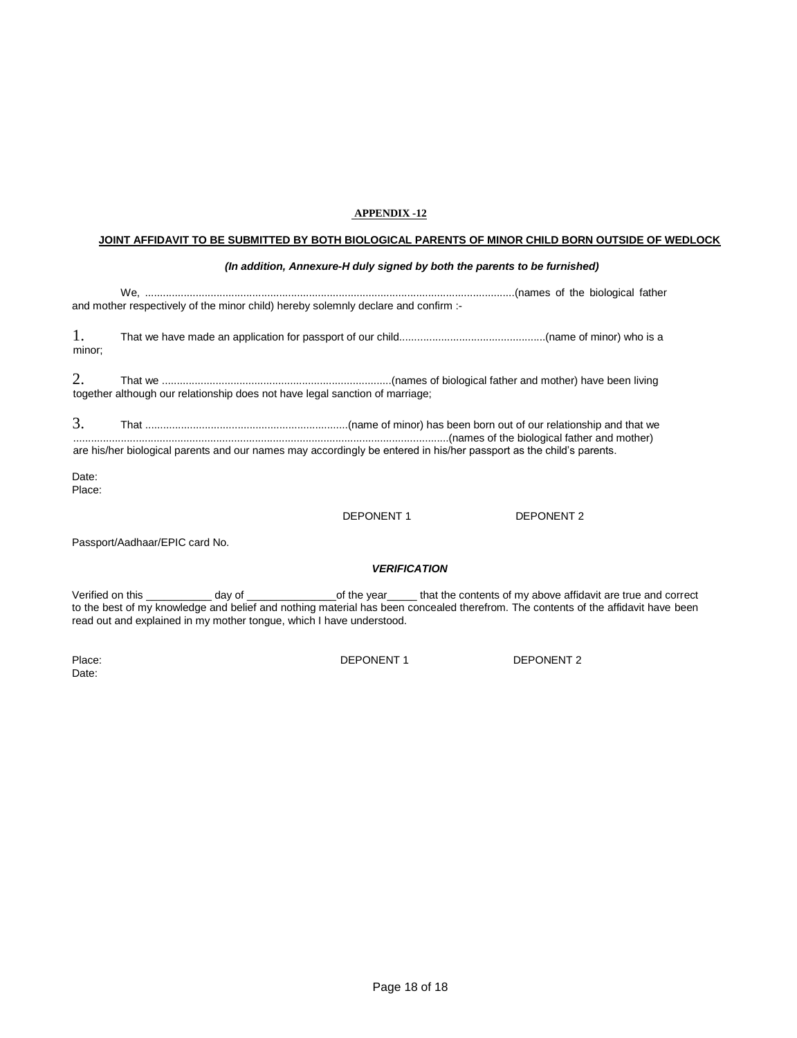**APPENDIX -12**

**JOINT AFFIDAVIT TO BE SUBMITTED BY BOTH BIOLOGICAL PARENTS OF MINOR CHILD BORN OUTSIDE OF WEDLOCK**

***(In addition, Annexure-H duly signed by both the parents to be furnished)***

We, ..............................................................................................................................(names of the biological father and mother respectively of the minor child) hereby solemnly declare and confirm :-

1. That we have made an application for passport of our child.................................................(name of minor) who is a minor;

2. That we .............................................................................(names of biological father and mother) have been living together although our relationship does not have legal sanction of marriage;

3. That ....................................................................(name of minor) has been born out of our relationship and that we ..............................................................................................................................(names of the biological father and mother) are his/her biological parents and our names may accordingly be entered in his/her passport as the child's parents.

Date:
Place:

DEPONENT 1 DEPONENT 2

Passport/Aadhaar/EPIC card No.

***VERIFICATION***

Verified on this ___________ day of _______________of the year_____ that the contents of my above affidavit are true and correct to the best of my knowledge and belief and nothing material has been concealed therefrom. The contents of the affidavit have been read out and explained in my mother tongue, which I have understood.

Place:
Date:

DEPONENT 1 DEPONENT 2